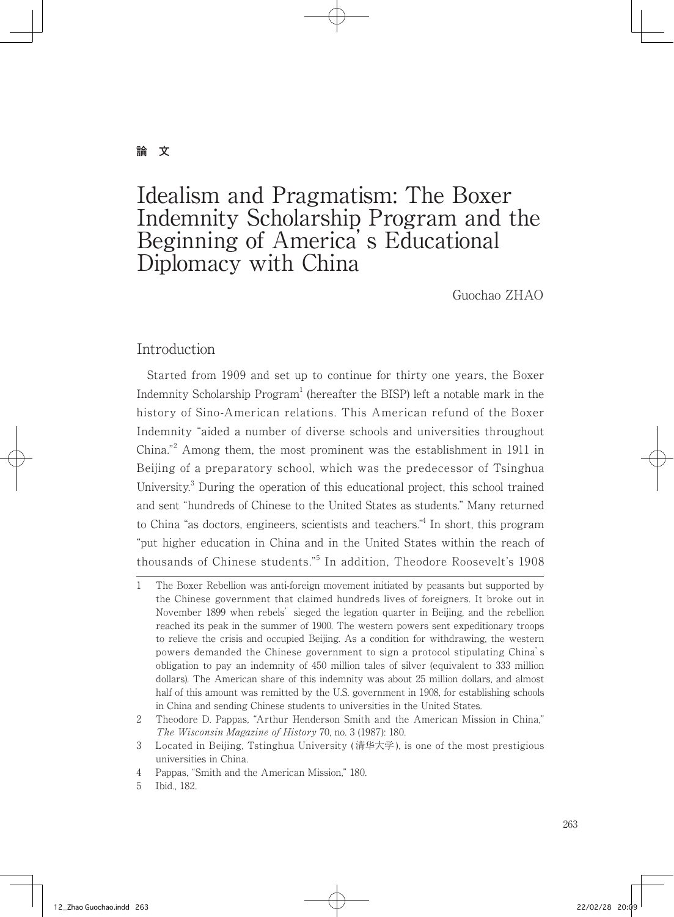**論　文**

# Idealism and Pragmatism: The Boxer Indemnity Scholarship Program and the Beginning of America's Educational Diplomacy with China

Guochao ZHAO

## Introduction

Started from 1909 and set up to continue for thirty one years, the Boxer Indemnity Scholarship Program[1] (hereafter the BISP) left a notable mark in the history of Sino-American relations. This American refund of the Boxer Indemnity "aided a number of diverse schools and universities throughout China."[2] Among them, the most prominent was the establishment in 1911 in Beijing of a preparatory school, which was the predecessor of Tsinghua University.[3] During the operation of this educational project, this school trained and sent "hundreds of Chinese to the United States as students." Many returned to China "as doctors, engineers, scientists and teachers."[4] In short, this program "put higher education in China and in the United States within the reach of thousands of Chinese students."[5] In addition, Theodore Roosevelt's 1908

---

1　The Boxer Rebellion was anti-foreign movement initiated by peasants but supported by the Chinese government that claimed hundreds lives of foreigners. It broke out in November 1899 when rebels' sieged the legation quarter in Beijing, and the rebellion reached its peak in the summer of 1900. The western powers sent expeditionary troops to relieve the crisis and occupied Beijing. As a condition for withdrawing, the western powers demanded the Chinese government to sign a protocol stipulating China's obligation to pay an indemnity of 450 million tales of silver (equivalent to 333 million dollars). The American share of this indemnity was about 25 million dollars, and almost half of this amount was remitted by the U.S. government in 1908, for establishing schools in China and sending Chinese students to universities in the United States.

2　Theodore D. Pappas, "Arthur Henderson Smith and the American Mission in China," *The Wisconsin Magazine of History* 70, no. 3 (1987): 180.

3　Located in Beijing, Tstinghua University (清华大学), is one of the most prestigious universities in China.

4　Pappas, "Smith and the American Mission," 180.

5　Ibid., 182.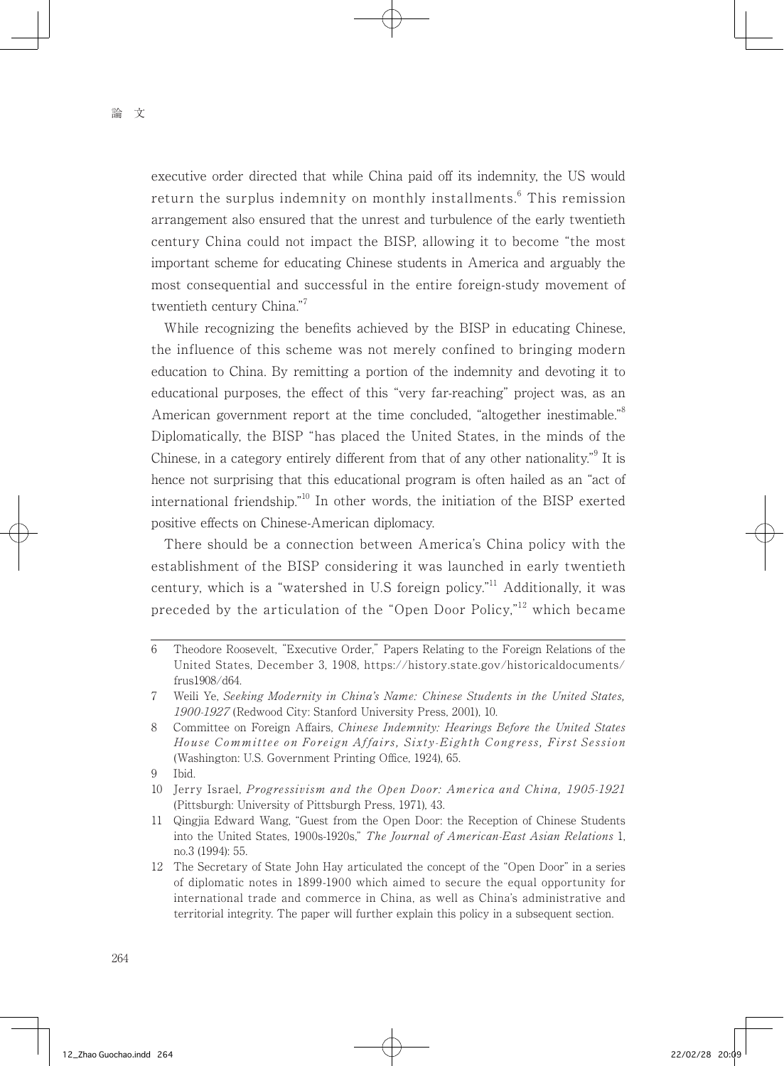executive order directed that while China paid off its indemnity, the US would return the surplus indemnity on monthly installments.[6] This remission arrangement also ensured that the unrest and turbulence of the early twentieth century China could not impact the BISP, allowing it to become "the most important scheme for educating Chinese students in America and arguably the most consequential and successful in the entire foreign-study movement of twentieth century China."[7]

While recognizing the benefits achieved by the BISP in educating Chinese, the influence of this scheme was not merely confined to bringing modern education to China. By remitting a portion of the indemnity and devoting it to educational purposes, the effect of this "very far-reaching" project was, as an American government report at the time concluded, "altogether inestimable."[8] Diplomatically, the BISP "has placed the United States, in the minds of the Chinese, in a category entirely different from that of any other nationality."[9] It is hence not surprising that this educational program is often hailed as an "act of international friendship."[10] In other words, the initiation of the BISP exerted positive effects on Chinese-American diplomacy.

There should be a connection between America's China policy with the establishment of the BISP considering it was launched in early twentieth century, which is a "watershed in U.S foreign policy."[11] Additionally, it was preceded by the articulation of the "Open Door Policy,"[12] which became

---

6 Theodore Roosevelt, "Executive Order," Papers Relating to the Foreign Relations of the United States, December 3, 1908, https://history.state.gov/historicaldocuments/frus1908/d64.

7 Weili Ye, *Seeking Modernity in China's Name: Chinese Students in the United States, 1900-1927* (Redwood City: Stanford University Press, 2001), 10.

8 Committee on Foreign Affairs, *Chinese Indemnity: Hearings Before the United States House Committee on Foreign Affairs, Sixty-Eighth Congress, First Session* (Washington: U.S. Government Printing Office, 1924), 65.

9 Ibid.

10 Jerry Israel, *Progressivism and the Open Door: America and China, 1905-1921* (Pittsburgh: University of Pittsburgh Press, 1971), 43.

11 Qingjia Edward Wang, "Guest from the Open Door: the Reception of Chinese Students into the United States, 1900s-1920s," *The Journal of American-East Asian Relations* 1, no.3 (1994): 55.

12 The Secretary of State John Hay articulated the concept of the "Open Door" in a series of diplomatic notes in 1899-1900 which aimed to secure the equal opportunity for international trade and commerce in China, as well as China's administrative and territorial integrity. The paper will further explain this policy in a subsequent section.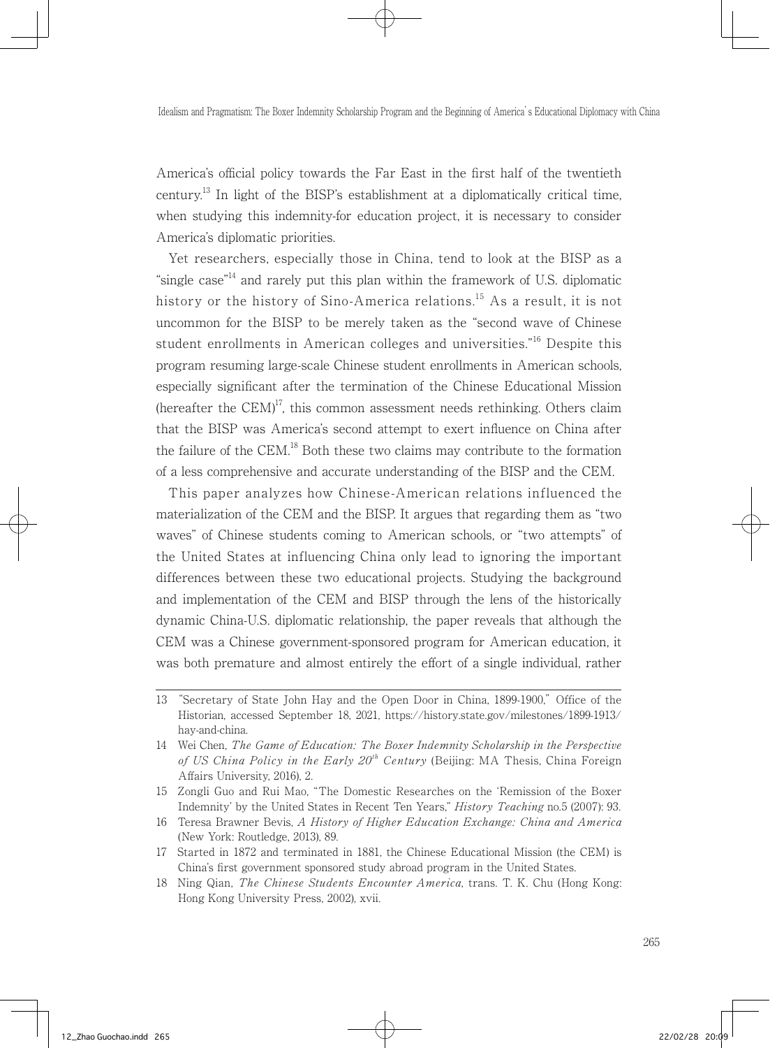America's official policy towards the Far East in the first half of the twentieth century.[13] In light of the BISP's establishment at a diplomatically critical time, when studying this indemnity-for education project, it is necessary to consider America's diplomatic priorities.

Yet researchers, especially those in China, tend to look at the BISP as a "single case"[14] and rarely put this plan within the framework of U.S. diplomatic history or the history of Sino-America relations.[15] As a result, it is not uncommon for the BISP to be merely taken as the "second wave of Chinese student enrollments in American colleges and universities."[16] Despite this program resuming large-scale Chinese student enrollments in American schools, especially significant after the termination of the Chinese Educational Mission (hereafter the CEM)[17], this common assessment needs rethinking. Others claim that the BISP was America's second attempt to exert influence on China after the failure of the CEM.[18] Both these two claims may contribute to the formation of a less comprehensive and accurate understanding of the BISP and the CEM.

This paper analyzes how Chinese-American relations influenced the materialization of the CEM and the BISP. It argues that regarding them as "two waves" of Chinese students coming to American schools, or "two attempts" of the United States at influencing China only lead to ignoring the important differences between these two educational projects. Studying the background and implementation of the CEM and BISP through the lens of the historically dynamic China-U.S. diplomatic relationship, the paper reveals that although the CEM was a Chinese government-sponsored program for American education, it was both premature and almost entirely the effort of a single individual, rather

---

13 "Secretary of State John Hay and the Open Door in China, 1899-1900," Office of the Historian, accessed September 18, 2021, https://history.state.gov/milestones/1899-1913/hay-and-china.

14 Wei Chen, *The Game of Education: The Boxer Indemnity Scholarship in the Perspective of US China Policy in the Early 20th Century* (Beijing: MA Thesis, China Foreign Affairs University, 2016), 2.

15 Zongli Guo and Rui Mao, "The Domestic Researches on the 'Remission of the Boxer Indemnity' by the United States in Recent Ten Years," *History Teaching* no.5 (2007): 93.

16 Teresa Brawner Bevis, *A History of Higher Education Exchange: China and America* (New York: Routledge, 2013), 89.

17 Started in 1872 and terminated in 1881, the Chinese Educational Mission (the CEM) is China's first government sponsored study abroad program in the United States.

18 Ning Qian, *The Chinese Students Encounter America*, trans. T. K. Chu (Hong Kong: Hong Kong University Press, 2002), xvii.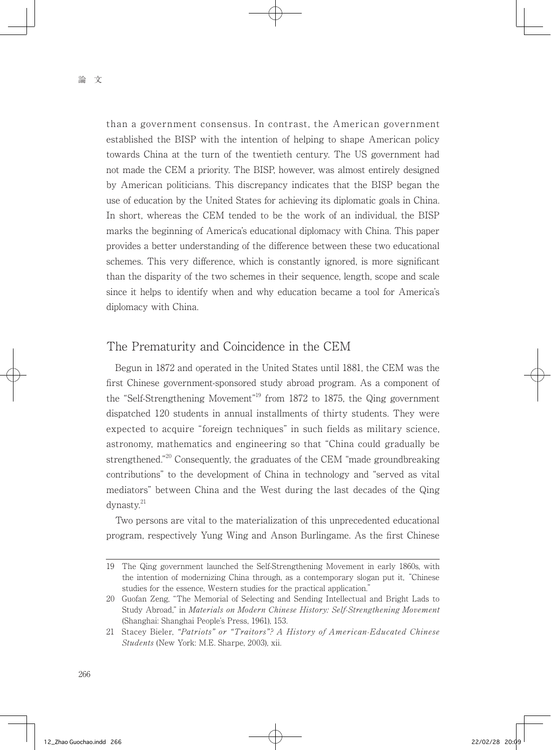than a government consensus. In contrast, the American government established the BISP with the intention of helping to shape American policy towards China at the turn of the twentieth century. The US government had not made the CEM a priority. The BISP, however, was almost entirely designed by American politicians. This discrepancy indicates that the BISP began the use of education by the United States for achieving its diplomatic goals in China. In short, whereas the CEM tended to be the work of an individual, the BISP marks the beginning of America's educational diplomacy with China. This paper provides a better understanding of the difference between these two educational schemes. This very difference, which is constantly ignored, is more significant than the disparity of the two schemes in their sequence, length, scope and scale since it helps to identify when and why education became a tool for America's diplomacy with China.

## The Prematurity and Coincidence in the CEM

Begun in 1872 and operated in the United States until 1881, the CEM was the first Chinese government-sponsored study abroad program. As a component of the "Self-Strengthening Movement"[19] from 1872 to 1875, the Qing government dispatched 120 students in annual installments of thirty students. They were expected to acquire "foreign techniques" in such fields as military science, astronomy, mathematics and engineering so that "China could gradually be strengthened."[20] Consequently, the graduates of the CEM "made groundbreaking contributions" to the development of China in technology and "served as vital mediators" between China and the West during the last decades of the Qing dynasty.[21]

Two persons are vital to the materialization of this unprecedented educational program, respectively Yung Wing and Anson Burlingame. As the first Chinese

---

19 The Qing government launched the Self-Strengthening Movement in early 1860s, with the intention of modernizing China through, as a contemporary slogan put it, "Chinese studies for the essence, Western studies for the practical application."

20 Guofan Zeng, "The Memorial of Selecting and Sending Intellectual and Bright Lads to Study Abroad," in *Materials on Modern Chinese History: Self-Strengthening Movement* (Shanghai: Shanghai People's Press, 1961), 153.

21 Stacey Bieler, *"Patriots" or "Traitors"? A History of American-Educated Chinese Students* (New York: M.E. Sharpe, 2003), xii.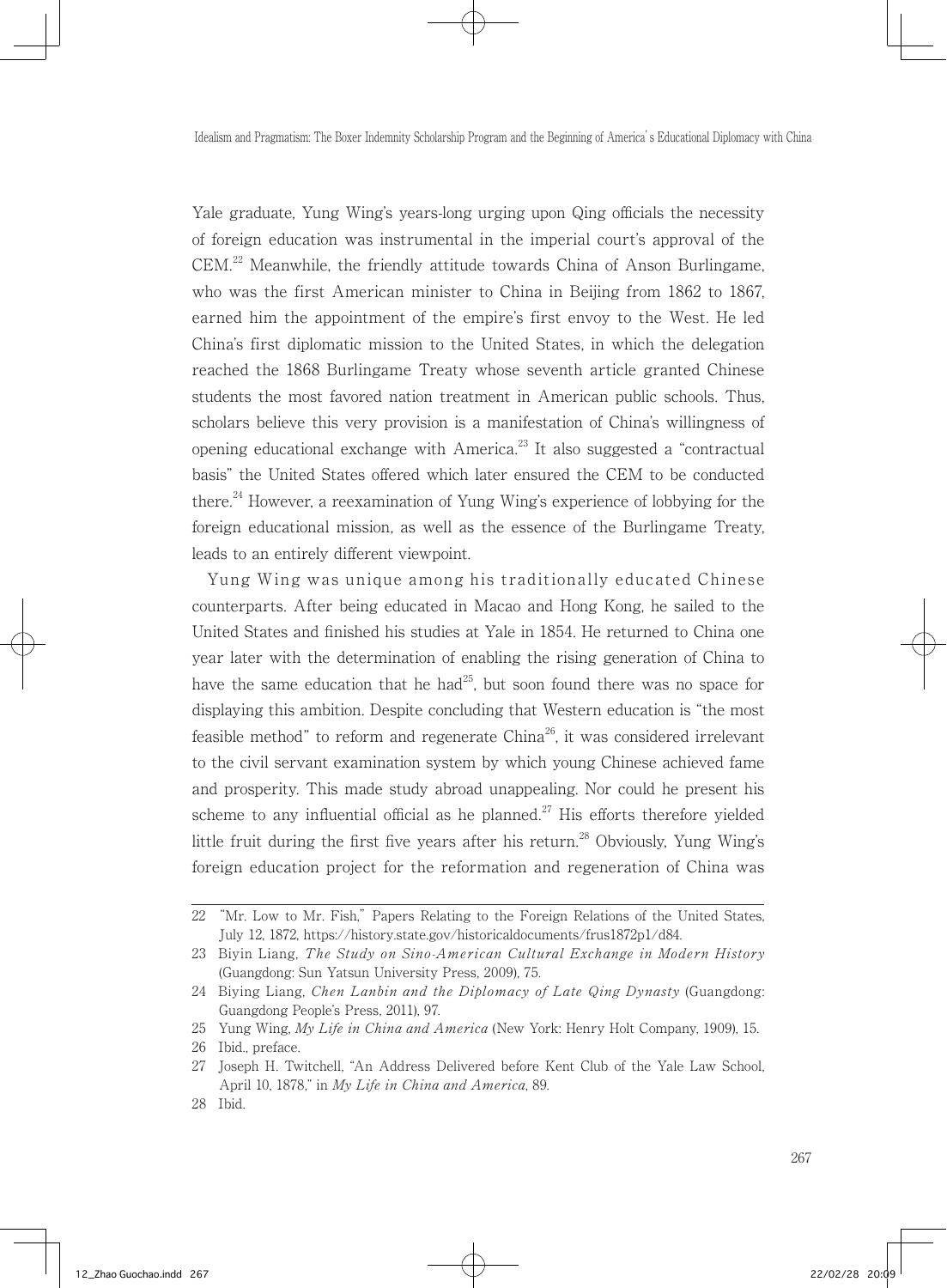Yale graduate, Yung Wing's years-long urging upon Qing officials the necessity of foreign education was instrumental in the imperial court's approval of the CEM.[22] Meanwhile, the friendly attitude towards China of Anson Burlingame, who was the first American minister to China in Beijing from 1862 to 1867, earned him the appointment of the empire's first envoy to the West. He led China's first diplomatic mission to the United States, in which the delegation reached the 1868 Burlingame Treaty whose seventh article granted Chinese students the most favored nation treatment in American public schools. Thus, scholars believe this very provision is a manifestation of China's willingness of opening educational exchange with America.[23] It also suggested a "contractual basis" the United States offered which later ensured the CEM to be conducted there.[24] However, a reexamination of Yung Wing's experience of lobbying for the foreign educational mission, as well as the essence of the Burlingame Treaty, leads to an entirely different viewpoint.

Yung Wing was unique among his traditionally educated Chinese counterparts. After being educated in Macao and Hong Kong, he sailed to the United States and finished his studies at Yale in 1854. He returned to China one year later with the determination of enabling the rising generation of China to have the same education that he had[25], but soon found there was no space for displaying this ambition. Despite concluding that Western education is "the most feasible method" to reform and regenerate China[26], it was considered irrelevant to the civil servant examination system by which young Chinese achieved fame and prosperity. This made study abroad unappealing. Nor could he present his scheme to any influential official as he planned.[27] His efforts therefore yielded little fruit during the first five years after his return.[28] Obviously, Yung Wing's foreign education project for the reformation and regeneration of China was

---

22 "Mr. Low to Mr. Fish," Papers Relating to the Foreign Relations of the United States, July 12, 1872, https://history.state.gov/historicaldocuments/frus1872p1/d84.

23 Biyin Liang, *The Study on Sino-American Cultural Exchange in Modern History* (Guangdong: Sun Yatsun University Press, 2009), 75.

24 Biying Liang, *Chen Lanbin and the Diplomacy of Late Qing Dynasty* (Guangdong: Guangdong People's Press, 2011), 97.

25 Yung Wing, *My Life in China and America* (New York: Henry Holt Company, 1909), 15.

26 Ibid., preface.

27 Joseph H. Twitchell, "An Address Delivered before Kent Club of the Yale Law School, April 10, 1878," in *My Life in China and America*, 89.

28 Ibid.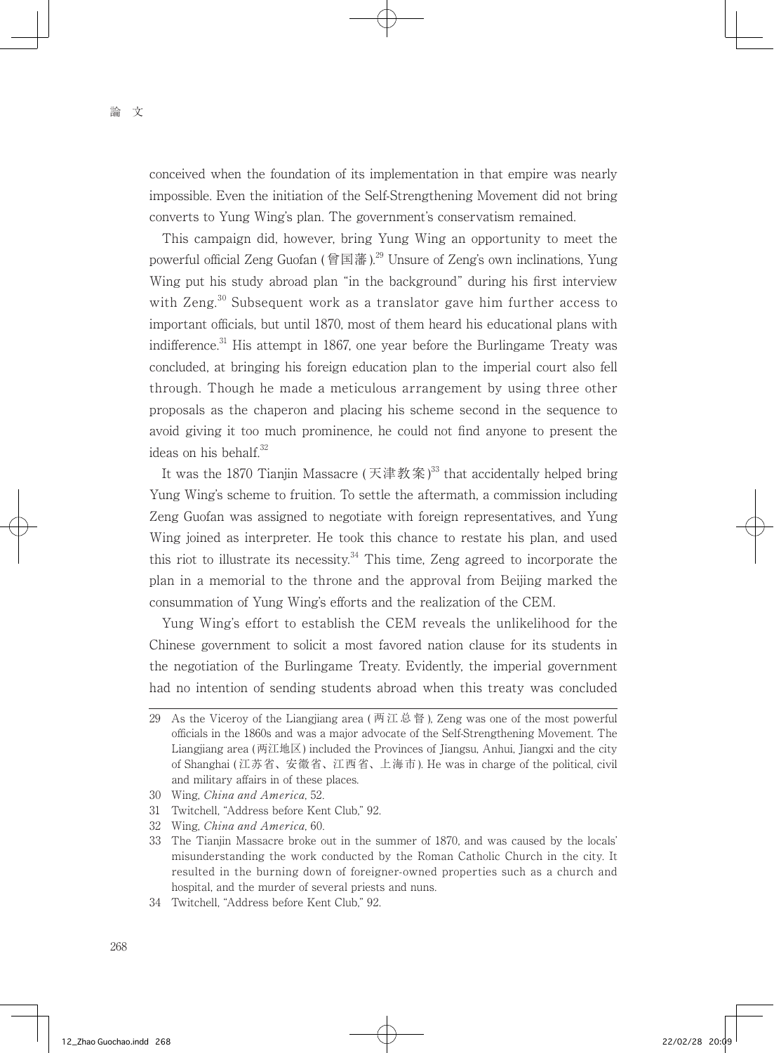conceived when the foundation of its implementation in that empire was nearly impossible. Even the initiation of the Self-Strengthening Movement did not bring converts to Yung Wing's plan. The government's conservatism remained.

This campaign did, however, bring Yung Wing an opportunity to meet the powerful official Zeng Guofan (曾国藩).[29] Unsure of Zeng's own inclinations, Yung Wing put his study abroad plan "in the background" during his first interview with Zeng.[30] Subsequent work as a translator gave him further access to important officials, but until 1870, most of them heard his educational plans with indifference.[31] His attempt in 1867, one year before the Burlingame Treaty was concluded, at bringing his foreign education plan to the imperial court also fell through. Though he made a meticulous arrangement by using three other proposals as the chaperon and placing his scheme second in the sequence to avoid giving it too much prominence, he could not find anyone to present the ideas on his behalf.[32]

It was the 1870 Tianjin Massacre (天津教案)[33] that accidentally helped bring Yung Wing's scheme to fruition. To settle the aftermath, a commission including Zeng Guofan was assigned to negotiate with foreign representatives, and Yung Wing joined as interpreter. He took this chance to restate his plan, and used this riot to illustrate its necessity.[34] This time, Zeng agreed to incorporate the plan in a memorial to the throne and the approval from Beijing marked the consummation of Yung Wing's efforts and the realization of the CEM.

Yung Wing's effort to establish the CEM reveals the unlikelihood for the Chinese government to solicit a most favored nation clause for its students in the negotiation of the Burlingame Treaty. Evidently, the imperial government had no intention of sending students abroad when this treaty was concluded

---

29 As the Viceroy of the Liangjiang area (两江总督), Zeng was one of the most powerful officials in the 1860s and was a major advocate of the Self-Strengthening Movement. The Liangjiang area (两江地区) included the Provinces of Jiangsu, Anhui, Jiangxi and the city of Shanghai (江苏省、安徽省、江西省、上海市). He was in charge of the political, civil and military affairs in of these places.

30 Wing, *China and America*, 52.

31 Twitchell, "Address before Kent Club," 92.

32 Wing, *China and America*, 60.

33 The Tianjin Massacre broke out in the summer of 1870, and was caused by the locals' misunderstanding the work conducted by the Roman Catholic Church in the city. It resulted in the burning down of foreigner-owned properties such as a church and hospital, and the murder of several priests and nuns.

34 Twitchell, "Address before Kent Club," 92.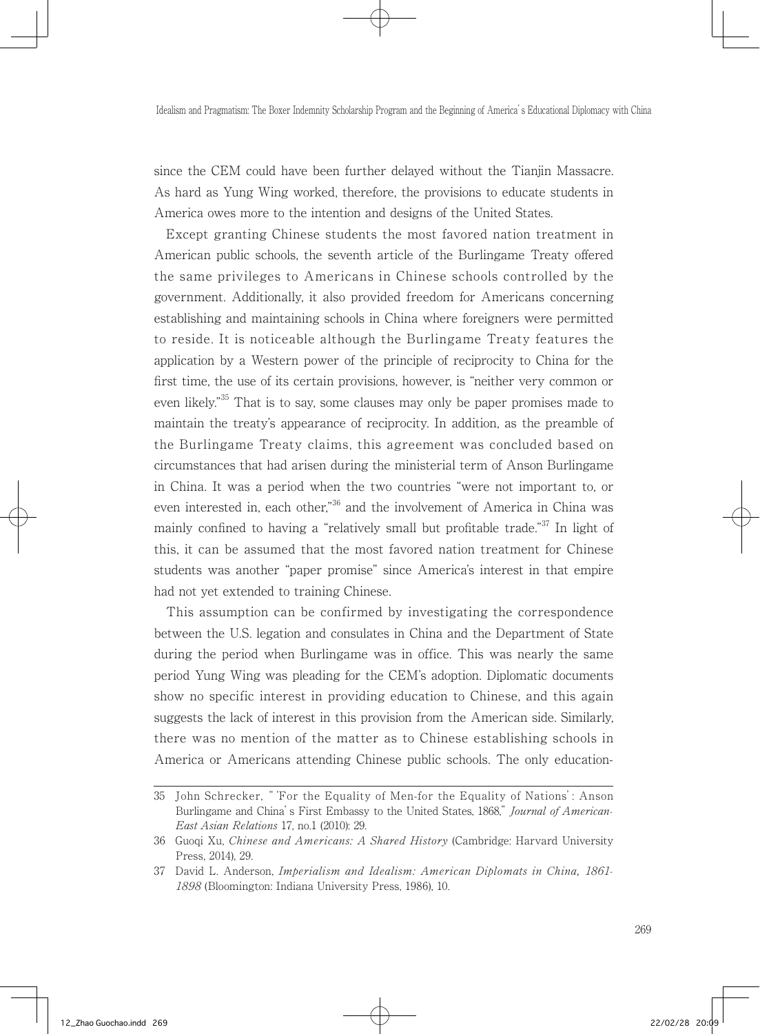since the CEM could have been further delayed without the Tianjin Massacre. As hard as Yung Wing worked, therefore, the provisions to educate students in America owes more to the intention and designs of the United States.

Except granting Chinese students the most favored nation treatment in American public schools, the seventh article of the Burlingame Treaty offered the same privileges to Americans in Chinese schools controlled by the government. Additionally, it also provided freedom for Americans concerning establishing and maintaining schools in China where foreigners were permitted to reside. It is noticeable although the Burlingame Treaty features the application by a Western power of the principle of reciprocity to China for the first time, the use of its certain provisions, however, is "neither very common or even likely."[35] That is to say, some clauses may only be paper promises made to maintain the treaty's appearance of reciprocity. In addition, as the preamble of the Burlingame Treaty claims, this agreement was concluded based on circumstances that had arisen during the ministerial term of Anson Burlingame in China. It was a period when the two countries "were not important to, or even interested in, each other,"[36] and the involvement of America in China was mainly confined to having a "relatively small but profitable trade."[37] In light of this, it can be assumed that the most favored nation treatment for Chinese students was another "paper promise" since America's interest in that empire had not yet extended to training Chinese.

This assumption can be confirmed by investigating the correspondence between the U.S. legation and consulates in China and the Department of State during the period when Burlingame was in office. This was nearly the same period Yung Wing was pleading for the CEM's adoption. Diplomatic documents show no specific interest in providing education to Chinese, and this again suggests the lack of interest in this provision from the American side. Similarly, there was no mention of the matter as to Chinese establishing schools in America or Americans attending Chinese public schools. The only education-

---

35 John Schrecker, " 'For the Equality of Men-for the Equality of Nations' : Anson Burlingame and China's First Embassy to the United States, 1868," *Journal of American-East Asian Relations* 17, no.1 (2010): 29.

36 Guoqi Xu, *Chinese and Americans: A Shared History* (Cambridge: Harvard University Press, 2014), 29.

37 David L. Anderson, *Imperialism and Idealism: American Diplomats in China, 1861-1898* (Bloomington: Indiana University Press, 1986), 10.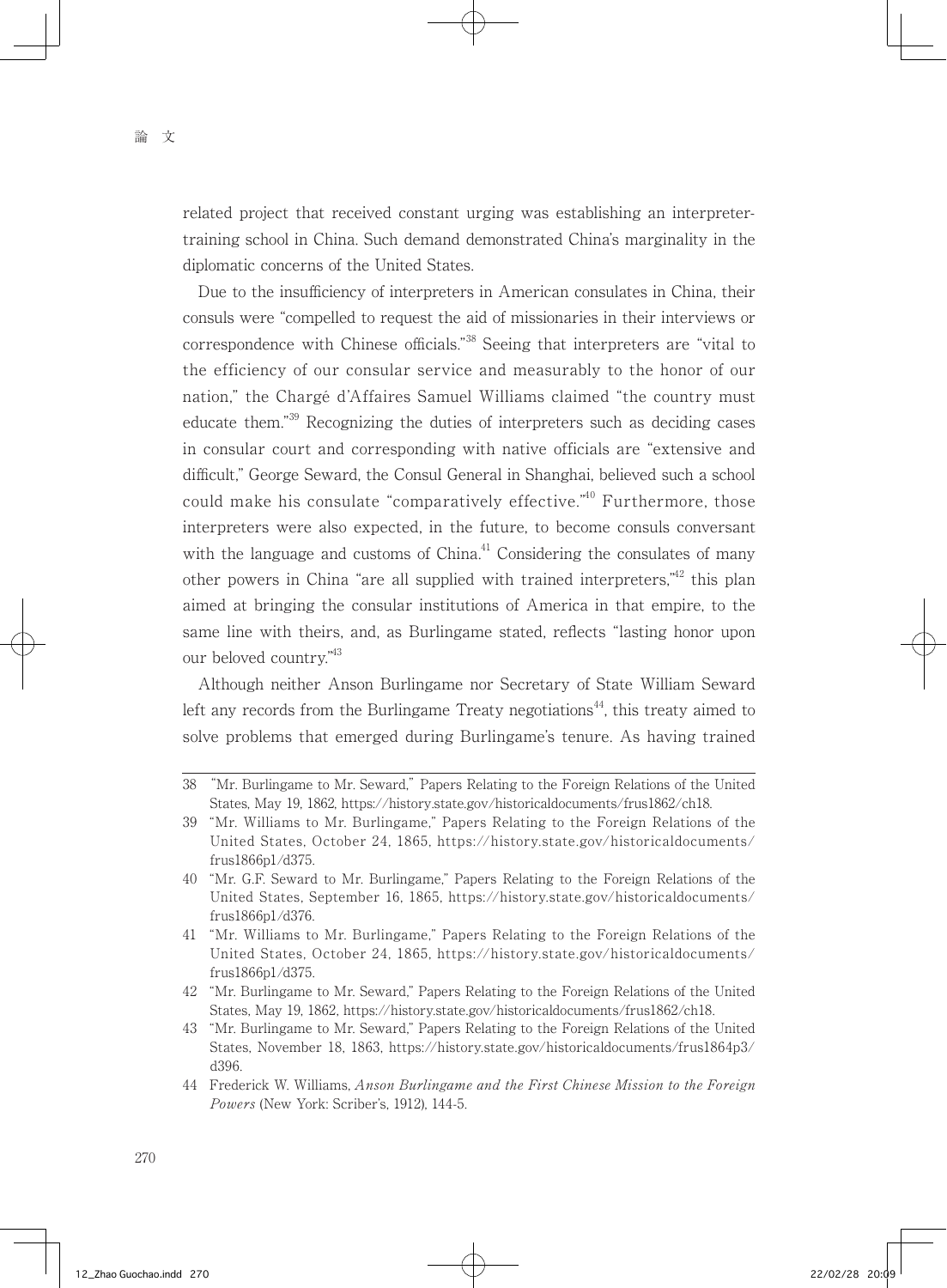related project that received constant urging was establishing an interpreter-training school in China. Such demand demonstrated China's marginality in the diplomatic concerns of the United States.

Due to the insufficiency of interpreters in American consulates in China, their consuls were "compelled to request the aid of missionaries in their interviews or correspondence with Chinese officials."[38] Seeing that interpreters are "vital to the efficiency of our consular service and measurably to the honor of our nation," the Chargé d'Affaires Samuel Williams claimed "the country must educate them."[39] Recognizing the duties of interpreters such as deciding cases in consular court and corresponding with native officials are "extensive and difficult," George Seward, the Consul General in Shanghai, believed such a school could make his consulate "comparatively effective."[40] Furthermore, those interpreters were also expected, in the future, to become consuls conversant with the language and customs of China.[41] Considering the consulates of many other powers in China "are all supplied with trained interpreters,"[42] this plan aimed at bringing the consular institutions of America in that empire, to the same line with theirs, and, as Burlingame stated, reflects "lasting honor upon our beloved country."[43]

Although neither Anson Burlingame nor Secretary of State William Seward left any records from the Burlingame Treaty negotiations[44], this treaty aimed to solve problems that emerged during Burlingame's tenure. As having trained

---

38 "Mr. Burlingame to Mr. Seward," Papers Relating to the Foreign Relations of the United States, May 19, 1862, https://history.state.gov/historicaldocuments/frus1862/ch18.

39 "Mr. Williams to Mr. Burlingame," Papers Relating to the Foreign Relations of the United States, October 24, 1865, https://history.state.gov/historicaldocuments/frus1866p1/d375.

40 "Mr. G.F. Seward to Mr. Burlingame," Papers Relating to the Foreign Relations of the United States, September 16, 1865, https://history.state.gov/historicaldocuments/frus1866p1/d376.

41 "Mr. Williams to Mr. Burlingame," Papers Relating to the Foreign Relations of the United States, October 24, 1865, https://history.state.gov/historicaldocuments/frus1866p1/d375.

42 "Mr. Burlingame to Mr. Seward," Papers Relating to the Foreign Relations of the United States, May 19, 1862, https://history.state.gov/historicaldocuments/frus1862/ch18.

43 "Mr. Burlingame to Mr. Seward," Papers Relating to the Foreign Relations of the United States, November 18, 1863, https://history.state.gov/historicaldocuments/frus1864p3/d396.

44 Frederick W. Williams, *Anson Burlingame and the First Chinese Mission to the Foreign Powers* (New York: Scriber's, 1912), 144-5.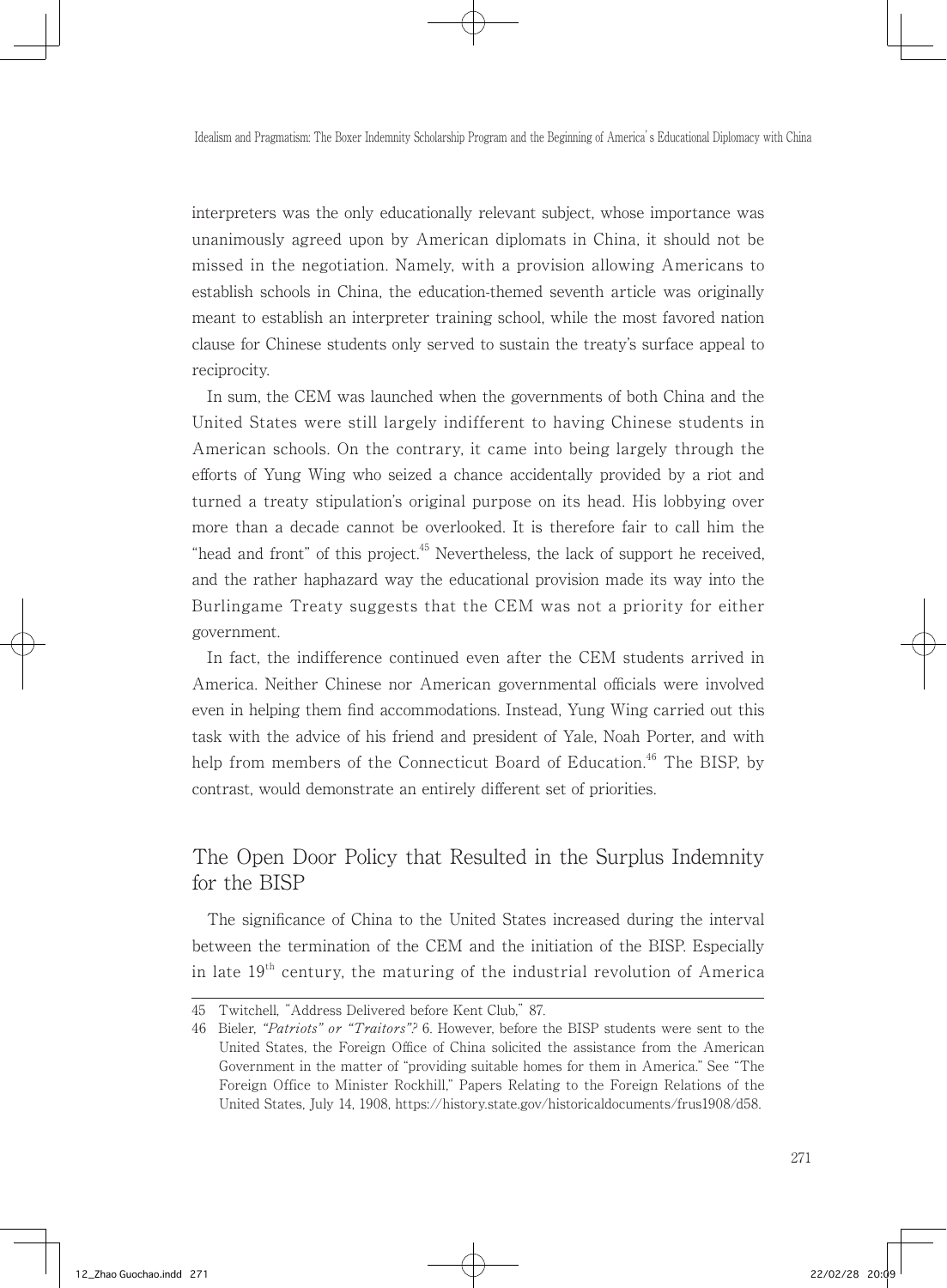interpreters was the only educationally relevant subject, whose importance was unanimously agreed upon by American diplomats in China, it should not be missed in the negotiation. Namely, with a provision allowing Americans to establish schools in China, the education-themed seventh article was originally meant to establish an interpreter training school, while the most favored nation clause for Chinese students only served to sustain the treaty's surface appeal to reciprocity.

In sum, the CEM was launched when the governments of both China and the United States were still largely indifferent to having Chinese students in American schools. On the contrary, it came into being largely through the efforts of Yung Wing who seized a chance accidentally provided by a riot and turned a treaty stipulation's original purpose on its head. His lobbying over more than a decade cannot be overlooked. It is therefore fair to call him the "head and front" of this project.[45] Nevertheless, the lack of support he received, and the rather haphazard way the educational provision made its way into the Burlingame Treaty suggests that the CEM was not a priority for either government.

In fact, the indifference continued even after the CEM students arrived in America. Neither Chinese nor American governmental officials were involved even in helping them find accommodations. Instead, Yung Wing carried out this task with the advice of his friend and president of Yale, Noah Porter, and with help from members of the Connecticut Board of Education.[46] The BISP, by contrast, would demonstrate an entirely different set of priorities.

## The Open Door Policy that Resulted in the Surplus Indemnity for the BISP

The significance of China to the United States increased during the interval between the termination of the CEM and the initiation of the BISP. Especially in late 19th century, the maturing of the industrial revolution of America

---

45 Twitchell, "Address Delivered before Kent Club," 87.

46 Bieler, *"Patriots" or "Traitors"?* 6. However, before the BISP students were sent to the United States, the Foreign Office of China solicited the assistance from the American Government in the matter of "providing suitable homes for them in America." See "The Foreign Office to Minister Rockhill," Papers Relating to the Foreign Relations of the United States, July 14, 1908, https://history.state.gov/historicaldocuments/frus1908/d58.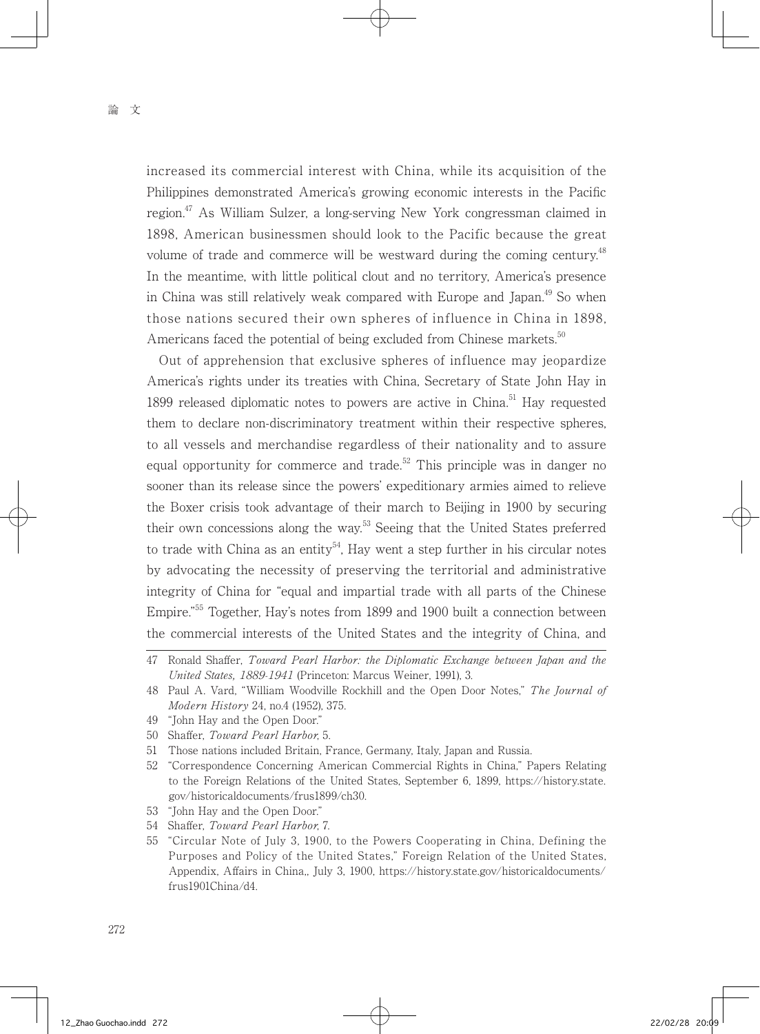increased its commercial interest with China, while its acquisition of the Philippines demonstrated America's growing economic interests in the Pacific region.[47] As William Sulzer, a long-serving New York congressman claimed in 1898, American businessmen should look to the Pacific because the great volume of trade and commerce will be westward during the coming century.[48] In the meantime, with little political clout and no territory, America's presence in China was still relatively weak compared with Europe and Japan.[49] So when those nations secured their own spheres of influence in China in 1898, Americans faced the potential of being excluded from Chinese markets.[50]

Out of apprehension that exclusive spheres of influence may jeopardize America's rights under its treaties with China, Secretary of State John Hay in 1899 released diplomatic notes to powers are active in China.[51] Hay requested them to declare non-discriminatory treatment within their respective spheres, to all vessels and merchandise regardless of their nationality and to assure equal opportunity for commerce and trade.[52] This principle was in danger no sooner than its release since the powers' expeditionary armies aimed to relieve the Boxer crisis took advantage of their march to Beijing in 1900 by securing their own concessions along the way.[53] Seeing that the United States preferred to trade with China as an entity[54], Hay went a step further in his circular notes by advocating the necessity of preserving the territorial and administrative integrity of China for "equal and impartial trade with all parts of the Chinese Empire."[55] Together, Hay's notes from 1899 and 1900 built a connection between the commercial interests of the United States and the integrity of China, and

---

47 Ronald Shaffer, *Toward Pearl Harbor: the Diplomatic Exchange between Japan and the United States, 1889-1941* (Princeton: Marcus Weiner, 1991), 3.

48 Paul A. Vard, "William Woodville Rockhill and the Open Door Notes," *The Journal of Modern History* 24, no.4 (1952), 375.

49 "John Hay and the Open Door."

50 Shaffer, *Toward Pearl Harbor*, 5.

51 Those nations included Britain, France, Germany, Italy, Japan and Russia.

52 "Correspondence Concerning American Commercial Rights in China," Papers Relating to the Foreign Relations of the United States, September 6, 1899, https://history.state.gov/historicaldocuments/frus1899/ch30.

53 "John Hay and the Open Door."

54 Shaffer, *Toward Pearl Harbor*, 7.

55 "Circular Note of July 3, 1900, to the Powers Cooperating in China, Defining the Purposes and Policy of the United States," Foreign Relation of the United States, Appendix, Affairs in China,, July 3, 1900, https://history.state.gov/historicaldocuments/frus1901China/d4.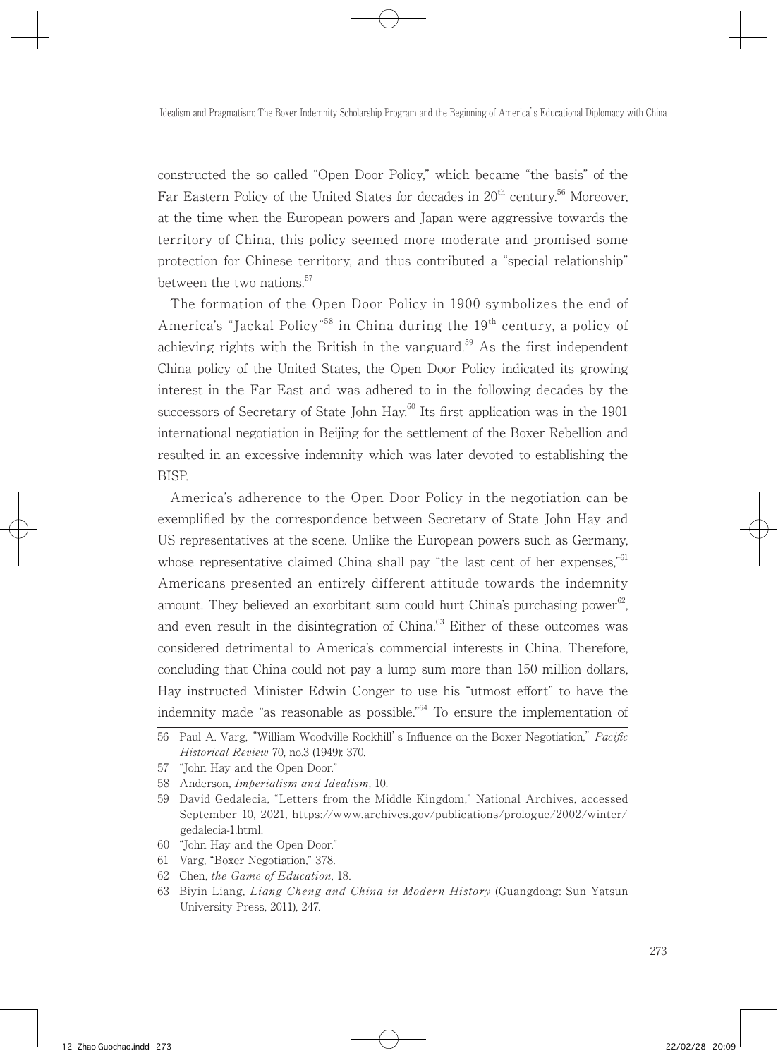constructed the so called "Open Door Policy," which became "the basis" of the Far Eastern Policy of the United States for decades in 20th century.[56] Moreover, at the time when the European powers and Japan were aggressive towards the territory of China, this policy seemed more moderate and promised some protection for Chinese territory, and thus contributed a "special relationship" between the two nations.[57]

The formation of the Open Door Policy in 1900 symbolizes the end of America's "Jackal Policy"[58] in China during the 19th century, a policy of achieving rights with the British in the vanguard.[59] As the first independent China policy of the United States, the Open Door Policy indicated its growing interest in the Far East and was adhered to in the following decades by the successors of Secretary of State John Hay.[60] Its first application was in the 1901 international negotiation in Beijing for the settlement of the Boxer Rebellion and resulted in an excessive indemnity which was later devoted to establishing the BISP.

America's adherence to the Open Door Policy in the negotiation can be exemplified by the correspondence between Secretary of State John Hay and US representatives at the scene. Unlike the European powers such as Germany, whose representative claimed China shall pay "the last cent of her expenses,"[61] Americans presented an entirely different attitude towards the indemnity amount. They believed an exorbitant sum could hurt China's purchasing power[62], and even result in the disintegration of China.[63] Either of these outcomes was considered detrimental to America's commercial interests in China. Therefore, concluding that China could not pay a lump sum more than 150 million dollars, Hay instructed Minister Edwin Conger to use his "utmost effort" to have the indemnity made "as reasonable as possible."[64] To ensure the implementation of

---

56 Paul A. Varg, "William Woodville Rockhill's Influence on the Boxer Negotiation," *Pacific Historical Review* 70, no.3 (1949): 370.

57 "John Hay and the Open Door."

58 Anderson, *Imperialism and Idealism*, 10.

59 David Gedalecia, "Letters from the Middle Kingdom," National Archives, accessed September 10, 2021, https://www.archives.gov/publications/prologue/2002/winter/gedalecia-1.html.

60 "John Hay and the Open Door."

61 Varg, "Boxer Negotiation," 378.

62 Chen, *the Game of Education*, 18.

63 Biyin Liang, *Liang Cheng and China in Modern History* (Guangdong: Sun Yatsun University Press, 2011), 247.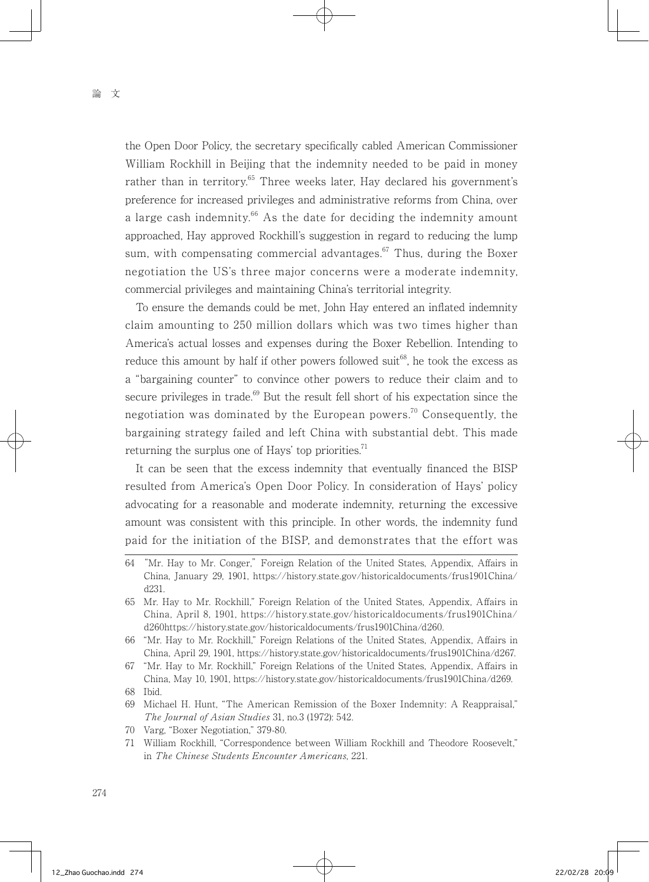the Open Door Policy, the secretary specifically cabled American Commissioner William Rockhill in Beijing that the indemnity needed to be paid in money rather than in territory.[65] Three weeks later, Hay declared his government's preference for increased privileges and administrative reforms from China, over a large cash indemnity.[66] As the date for deciding the indemnity amount approached, Hay approved Rockhill's suggestion in regard to reducing the lump sum, with compensating commercial advantages.[67] Thus, during the Boxer negotiation the US's three major concerns were a moderate indemnity, commercial privileges and maintaining China's territorial integrity.

To ensure the demands could be met, John Hay entered an inflated indemnity claim amounting to 250 million dollars which was two times higher than America's actual losses and expenses during the Boxer Rebellion. Intending to reduce this amount by half if other powers followed suit[68], he took the excess as a "bargaining counter" to convince other powers to reduce their claim and to secure privileges in trade.[69] But the result fell short of his expectation since the negotiation was dominated by the European powers.[70] Consequently, the bargaining strategy failed and left China with substantial debt. This made returning the surplus one of Hays' top priorities.[71]

It can be seen that the excess indemnity that eventually financed the BISP resulted from America's Open Door Policy. In consideration of Hays' policy advocating for a reasonable and moderate indemnity, returning the excessive amount was consistent with this principle. In other words, the indemnity fund paid for the initiation of the BISP, and demonstrates that the effort was

---

64 "Mr. Hay to Mr. Conger," Foreign Relation of the United States, Appendix, Affairs in China, January 29, 1901, https://history.state.gov/historicaldocuments/frus1901China/d231.

65 Mr. Hay to Mr. Rockhill," Foreign Relation of the United States, Appendix, Affairs in China, April 8, 1901, https://history.state.gov/historicaldocuments/frus1901China/d260https://history.state.gov/historicaldocuments/frus1901China/d260.

66 "Mr. Hay to Mr. Rockhill," Foreign Relations of the United States, Appendix, Affairs in China, April 29, 1901, https://history.state.gov/historicaldocuments/frus1901China/d267.

67 "Mr. Hay to Mr. Rockhill," Foreign Relations of the United States, Appendix, Affairs in China, May 10, 1901, https://history.state.gov/historicaldocuments/frus1901China/d269.

68 Ibid.

69 Michael H. Hunt, "The American Remission of the Boxer Indemnity: A Reappraisal," *The Journal of Asian Studies* 31, no.3 (1972): 542.

70 Varg, "Boxer Negotiation," 379-80.

71 William Rockhill, "Correspondence between William Rockhill and Theodore Roosevelt," in *The Chinese Students Encounter Americans*, 221.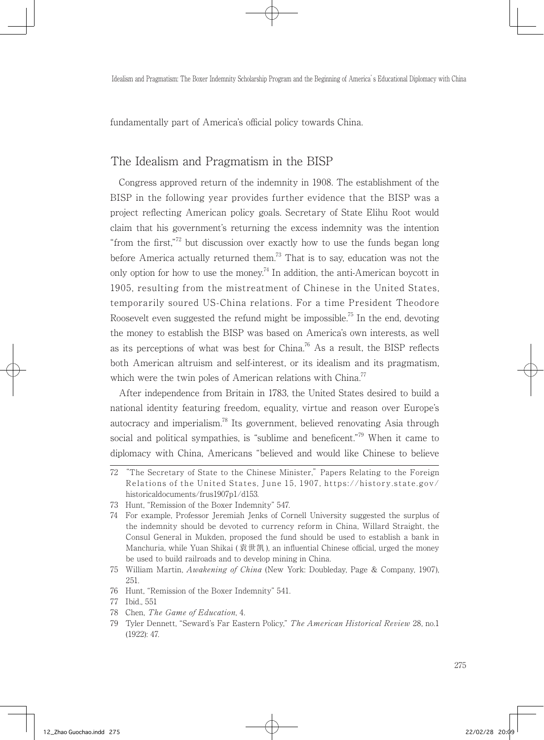fundamentally part of America's official policy towards China.

## The Idealism and Pragmatism in the BISP

Congress approved return of the indemnity in 1908. The establishment of the BISP in the following year provides further evidence that the BISP was a project reflecting American policy goals. Secretary of State Elihu Root would claim that his government's returning the excess indemnity was the intention "from the first,"[72] but discussion over exactly how to use the funds began long before America actually returned them.[73] That is to say, education was not the only option for how to use the money.[74] In addition, the anti-American boycott in 1905, resulting from the mistreatment of Chinese in the United States, temporarily soured US-China relations. For a time President Theodore Roosevelt even suggested the refund might be impossible.[75] In the end, devoting the money to establish the BISP was based on America's own interests, as well as its perceptions of what was best for China.[76] As a result, the BISP reflects both American altruism and self-interest, or its idealism and its pragmatism, which were the twin poles of American relations with China.[77]

After independence from Britain in 1783, the United States desired to build a national identity featuring freedom, equality, virtue and reason over Europe's autocracy and imperialism.[78] Its government, believed renovating Asia through social and political sympathies, is "sublime and beneficent."[79] When it came to diplomacy with China, Americans "believed and would like Chinese to believe

---

72 "The Secretary of State to the Chinese Minister," Papers Relating to the Foreign Relations of the United States, June 15, 1907, https://history.state.gov/historicaldocuments/frus1907p1/d153.

73 Hunt, "Remission of the Boxer Indemnity" 547.

74 For example, Professor Jeremiah Jenks of Cornell University suggested the surplus of the indemnity should be devoted to currency reform in China, Willard Straight, the Consul General in Mukden, proposed the fund should be used to establish a bank in Manchuria, while Yuan Shikai (袁世凱), an influential Chinese official, urged the money be used to build railroads and to develop mining in China.

75 William Martin, *Awakening of China* (New York: Doubleday, Page & Company, 1907), 251.

76 Hunt, "Remission of the Boxer Indemnity" 541.

77 Ibid., 551

78 Chen, *The Game of Education*, 4.

79 Tyler Dennett, "Seward's Far Eastern Policy," *The American Historical Review* 28, no.1 (1922): 47.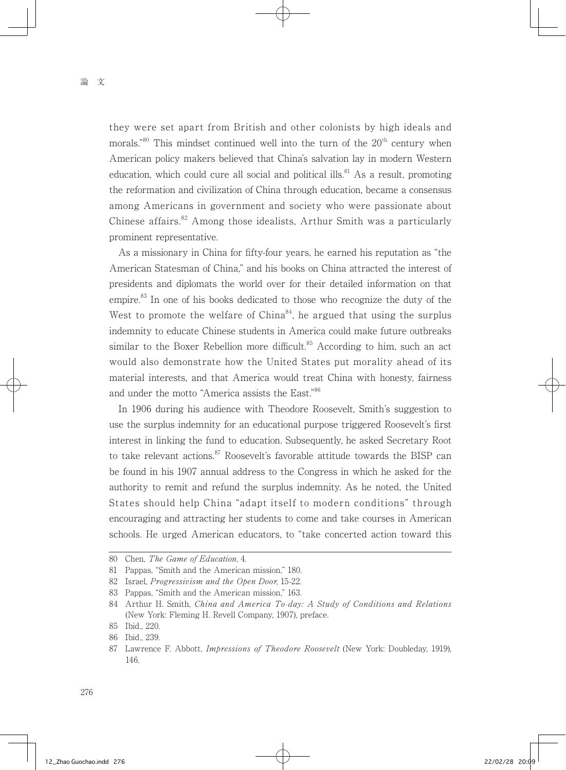they were set apart from British and other colonists by high ideals and morals."[80] This mindset continued well into the turn of the $20^{th}$ century when American policy makers believed that China's salvation lay in modern Western education, which could cure all social and political ills.[81] As a result, promoting the reformation and civilization of China through education, became a consensus among Americans in government and society who were passionate about Chinese affairs.[82] Among those idealists, Arthur Smith was a particularly prominent representative.

As a missionary in China for fifty-four years, he earned his reputation as "the American Statesman of China," and his books on China attracted the interest of presidents and diplomats the world over for their detailed information on that empire.[83] In one of his books dedicated to those who recognize the duty of the West to promote the welfare of China[84], he argued that using the surplus indemnity to educate Chinese students in America could make future outbreaks similar to the Boxer Rebellion more difficult.[85] According to him, such an act would also demonstrate how the United States put morality ahead of its material interests, and that America would treat China with honesty, fairness and under the motto "America assists the East."[86]

In 1906 during his audience with Theodore Roosevelt, Smith's suggestion to use the surplus indemnity for an educational purpose triggered Roosevelt's first interest in linking the fund to education. Subsequently, he asked Secretary Root to take relevant actions.[87] Roosevelt's favorable attitude towards the BISP can be found in his 1907 annual address to the Congress in which he asked for the authority to remit and refund the surplus indemnity. As he noted, the United States should help China "adapt itself to modern conditions" through encouraging and attracting her students to come and take courses in American schools. He urged American educators, to "take concerted action toward this

---

80 Chen, *The Game of Education*, 4.

81 Pappas, "Smith and the American mission," 180.

82 Israel, *Progressivism and the Open Door*, 15-22.

83 Pappas, "Smith and the American mission," 163.

84 Arthur H. Smith, *China and America To-day: A Study of Conditions and Relations* (New York: Fleming H. Revell Company, 1907), preface.

85 Ibid., 220.

86 Ibid., 239.

87 Lawrence F. Abbott, *Impressions of Theodore Roosevelt* (New York: Doubleday, 1919), 146.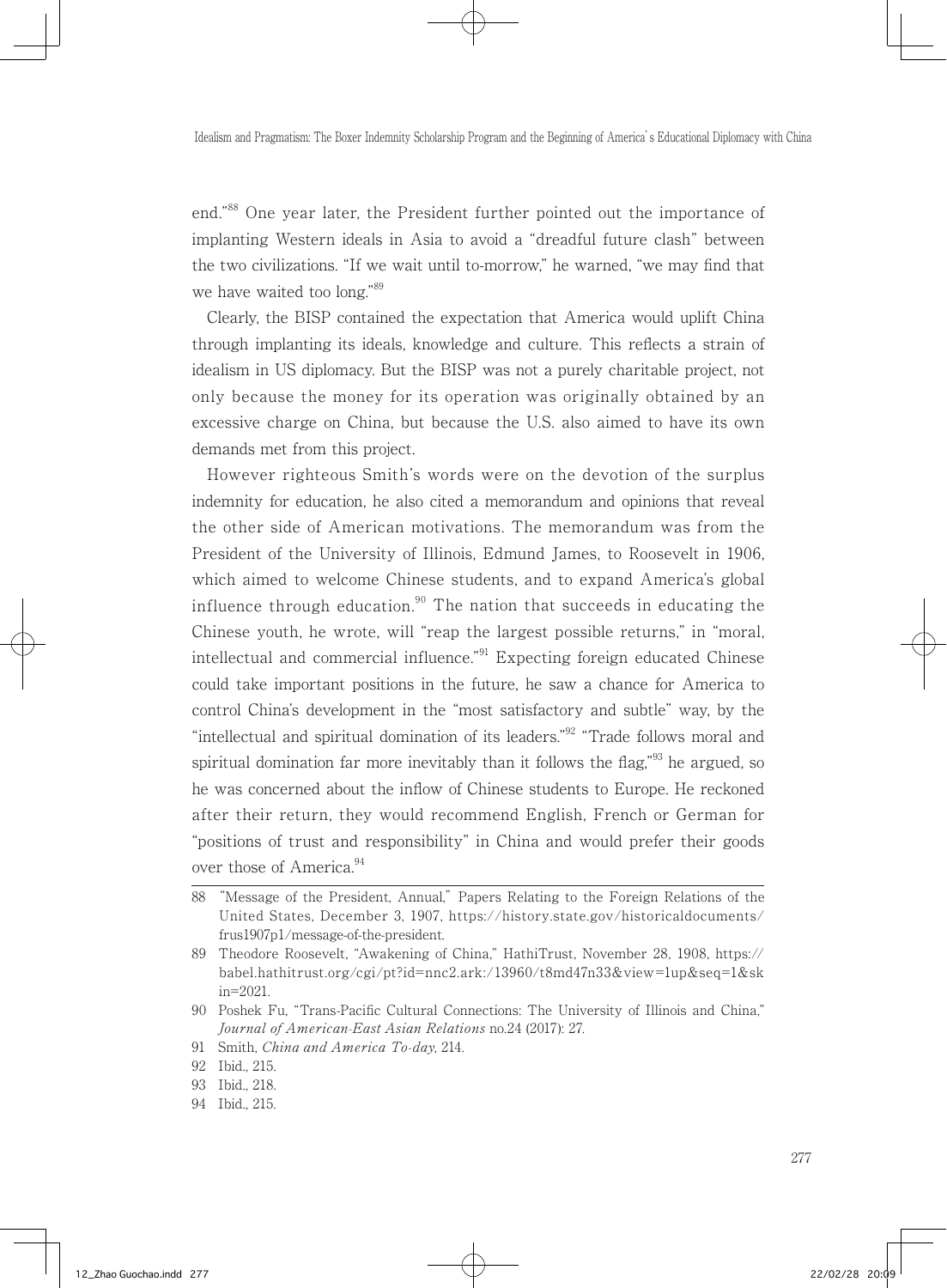end."[88] One year later, the President further pointed out the importance of implanting Western ideals in Asia to avoid a "dreadful future clash" between the two civilizations. "If we wait until to-morrow," he warned, "we may find that we have waited too long."[89]

Clearly, the BISP contained the expectation that America would uplift China through implanting its ideals, knowledge and culture. This reflects a strain of idealism in US diplomacy. But the BISP was not a purely charitable project, not only because the money for its operation was originally obtained by an excessive charge on China, but because the U.S. also aimed to have its own demands met from this project.

However righteous Smith's words were on the devotion of the surplus indemnity for education, he also cited a memorandum and opinions that reveal the other side of American motivations. The memorandum was from the President of the University of Illinois, Edmund James, to Roosevelt in 1906, which aimed to welcome Chinese students, and to expand America's global influence through education.[90] The nation that succeeds in educating the Chinese youth, he wrote, will "reap the largest possible returns," in "moral, intellectual and commercial influence."[91] Expecting foreign educated Chinese could take important positions in the future, he saw a chance for America to control China's development in the "most satisfactory and subtle" way, by the "intellectual and spiritual domination of its leaders."[92] "Trade follows moral and spiritual domination far more inevitably than it follows the flag,"[93] he argued, so he was concerned about the inflow of Chinese students to Europe. He reckoned after their return, they would recommend English, French or German for "positions of trust and responsibility" in China and would prefer their goods over those of America.[94]

---

88 "Message of the President, Annual," Papers Relating to the Foreign Relations of the United States, December 3, 1907, https://history.state.gov/historicaldocuments/frus1907p1/message-of-the-president.

89 Theodore Roosevelt, "Awakening of China," HathiTrust, November 28, 1908, https://babel.hathitrust.org/cgi/pt?id=nnc2.ark:/13960/t8md47n33&view=1up&seq=1&skin=2021.

90 Poshek Fu, "Trans-Pacific Cultural Connections: The University of Illinois and China," *Journal of American-East Asian Relations* no.24 (2017): 27.

91 Smith, *China and America To-day*, 214.

92 Ibid., 215.

93 Ibid., 218.

94 Ibid., 215.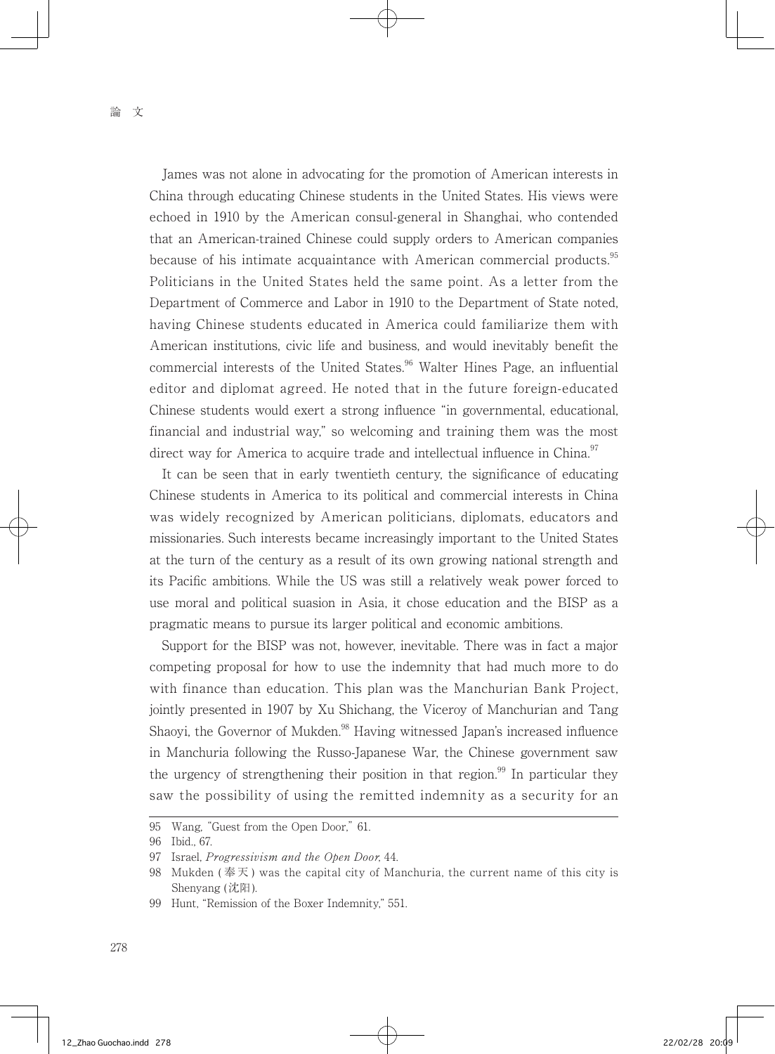James was not alone in advocating for the promotion of American interests in China through educating Chinese students in the United States. His views were echoed in 1910 by the American consul-general in Shanghai, who contended that an American-trained Chinese could supply orders to American companies because of his intimate acquaintance with American commercial products.[95] Politicians in the United States held the same point. As a letter from the Department of Commerce and Labor in 1910 to the Department of State noted, having Chinese students educated in America could familiarize them with American institutions, civic life and business, and would inevitably benefit the commercial interests of the United States.[96] Walter Hines Page, an influential editor and diplomat agreed. He noted that in the future foreign-educated Chinese students would exert a strong influence "in governmental, educational, financial and industrial way," so welcoming and training them was the most direct way for America to acquire trade and intellectual influence in China.[97]

It can be seen that in early twentieth century, the significance of educating Chinese students in America to its political and commercial interests in China was widely recognized by American politicians, diplomats, educators and missionaries. Such interests became increasingly important to the United States at the turn of the century as a result of its own growing national strength and its Pacific ambitions. While the US was still a relatively weak power forced to use moral and political suasion in Asia, it chose education and the BISP as a pragmatic means to pursue its larger political and economic ambitions.

Support for the BISP was not, however, inevitable. There was in fact a major competing proposal for how to use the indemnity that had much more to do with finance than education. This plan was the Manchurian Bank Project, jointly presented in 1907 by Xu Shichang, the Viceroy of Manchurian and Tang Shaoyi, the Governor of Mukden.[98] Having witnessed Japan's increased influence in Manchuria following the Russo-Japanese War, the Chinese government saw the urgency of strengthening their position in that region.[99] In particular they saw the possibility of using the remitted indemnity as a security for an

95 Wang, "Guest from the Open Door," 61.

96 Ibid., 67.

97 Israel, *Progressivism and the Open Door*, 44.

98 Mukden (奉天) was the capital city of Manchuria, the current name of this city is Shenyang (沈阳).

99 Hunt, "Remission of the Boxer Indemnity," 551.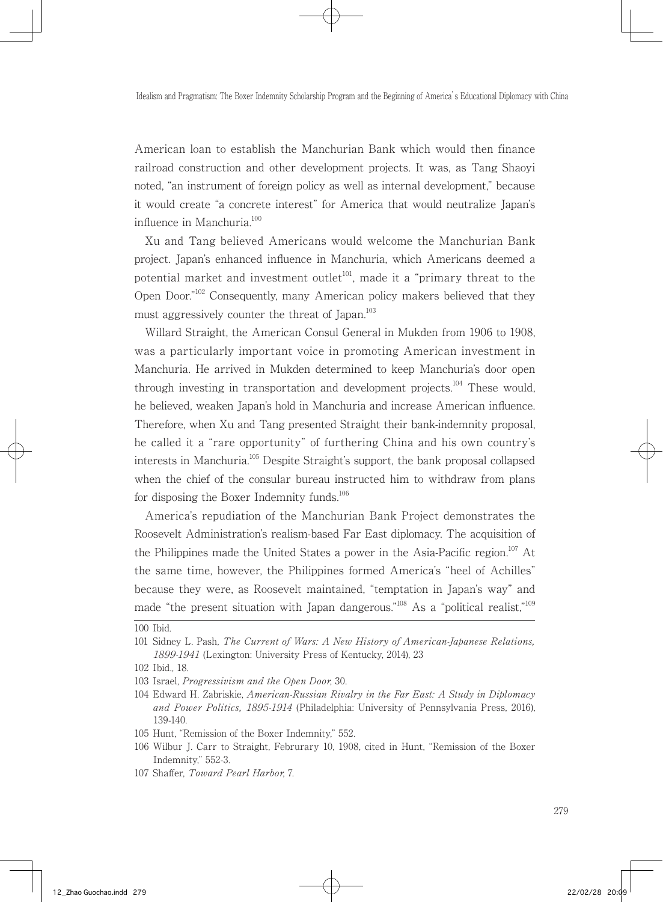American loan to establish the Manchurian Bank which would then finance railroad construction and other development projects. It was, as Tang Shaoyi noted, "an instrument of foreign policy as well as internal development," because it would create "a concrete interest" for America that would neutralize Japan's influence in Manchuria.[100]

Xu and Tang believed Americans would welcome the Manchurian Bank project. Japan's enhanced influence in Manchuria, which Americans deemed a potential market and investment outlet[101], made it a "primary threat to the Open Door."[102] Consequently, many American policy makers believed that they must aggressively counter the threat of Japan.[103]

Willard Straight, the American Consul General in Mukden from 1906 to 1908, was a particularly important voice in promoting American investment in Manchuria. He arrived in Mukden determined to keep Manchuria's door open through investing in transportation and development projects.[104] These would, he believed, weaken Japan's hold in Manchuria and increase American influence. Therefore, when Xu and Tang presented Straight their bank-indemnity proposal, he called it a "rare opportunity" of furthering China and his own country's interests in Manchuria.[105] Despite Straight's support, the bank proposal collapsed when the chief of the consular bureau instructed him to withdraw from plans for disposing the Boxer Indemnity funds.[106]

America's repudiation of the Manchurian Bank Project demonstrates the Roosevelt Administration's realism-based Far East diplomacy. The acquisition of the Philippines made the United States a power in the Asia-Pacific region.[107] At the same time, however, the Philippines formed America's "heel of Achilles" because they were, as Roosevelt maintained, "temptation in Japan's way" and made "the present situation with Japan dangerous."[108] As a "political realist,"[109]

---

100 Ibid.

101 Sidney L. Pash, *The Current of Wars: A New History of American-Japanese Relations, 1899-1941* (Lexington: University Press of Kentucky, 2014), 23

102 Ibid., 18.

103 Israel, *Progressivism and the Open Door*, 30.

104 Edward H. Zabriskie, *American-Russian Rivalry in the Far East: A Study in Diplomacy and Power Politics, 1895-1914* (Philadelphia: University of Pennsylvania Press, 2016), 139-140.

105 Hunt, "Remission of the Boxer Indemnity," 552.

106 Wilbur J. Carr to Straight, Februrary 10, 1908, cited in Hunt, "Remission of the Boxer Indemnity," 552-3.

107 Shaffer, *Toward Pearl Harbor*, 7.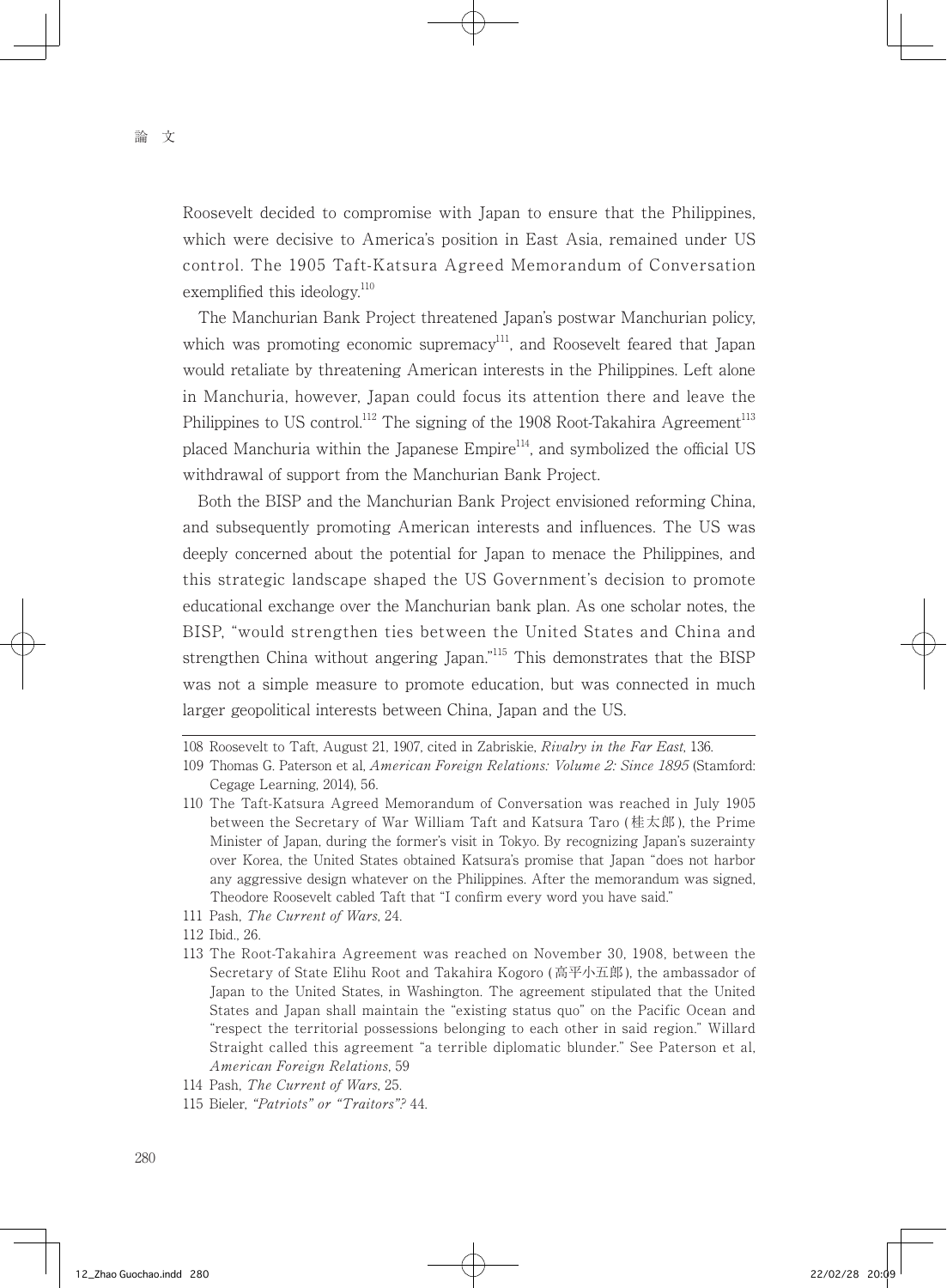Roosevelt decided to compromise with Japan to ensure that the Philippines, which were decisive to America's position in East Asia, remained under US control. The 1905 Taft-Katsura Agreed Memorandum of Conversation exemplified this ideology.[110]

The Manchurian Bank Project threatened Japan's postwar Manchurian policy, which was promoting economic supremacy[111], and Roosevelt feared that Japan would retaliate by threatening American interests in the Philippines. Left alone in Manchuria, however, Japan could focus its attention there and leave the Philippines to US control.[112] The signing of the 1908 Root-Takahira Agreement[113] placed Manchuria within the Japanese Empire[114], and symbolized the official US withdrawal of support from the Manchurian Bank Project.

Both the BISP and the Manchurian Bank Project envisioned reforming China, and subsequently promoting American interests and influences. The US was deeply concerned about the potential for Japan to menace the Philippines, and this strategic landscape shaped the US Government's decision to promote educational exchange over the Manchurian bank plan. As one scholar notes, the BISP, "would strengthen ties between the United States and China and strengthen China without angering Japan."[115] This demonstrates that the BISP was not a simple measure to promote education, but was connected in much larger geopolitical interests between China, Japan and the US.

---

108 Roosevelt to Taft, August 21, 1907, cited in Zabriskie, *Rivalry in the Far East*, 136.

109 Thomas G. Paterson et al, *American Foreign Relations: Volume 2: Since 1895* (Stamford: Cegage Learning, 2014), 56.

110 The Taft-Katsura Agreed Memorandum of Conversation was reached in July 1905 between the Secretary of War William Taft and Katsura Taro (桂太郎), the Prime Minister of Japan, during the former's visit in Tokyo. By recognizing Japan's suzerainty over Korea, the United States obtained Katsura's promise that Japan "does not harbor any aggressive design whatever on the Philippines. After the memorandum was signed, Theodore Roosevelt cabled Taft that "I confirm every word you have said."

111 Pash, *The Current of Wars*, 24.

112 Ibid., 26.

113 The Root-Takahira Agreement was reached on November 30, 1908, between the Secretary of State Elihu Root and Takahira Kogoro (高平小五郎), the ambassador of Japan to the United States, in Washington. The agreement stipulated that the United States and Japan shall maintain the "existing status quo" on the Pacific Ocean and "respect the territorial possessions belonging to each other in said region." Willard Straight called this agreement "a terrible diplomatic blunder." See Paterson et al, *American Foreign Relations*, 59

114 Pash, *The Current of Wars*, 25.

115 Bieler, *"Patriots" or "Traitors"?* 44.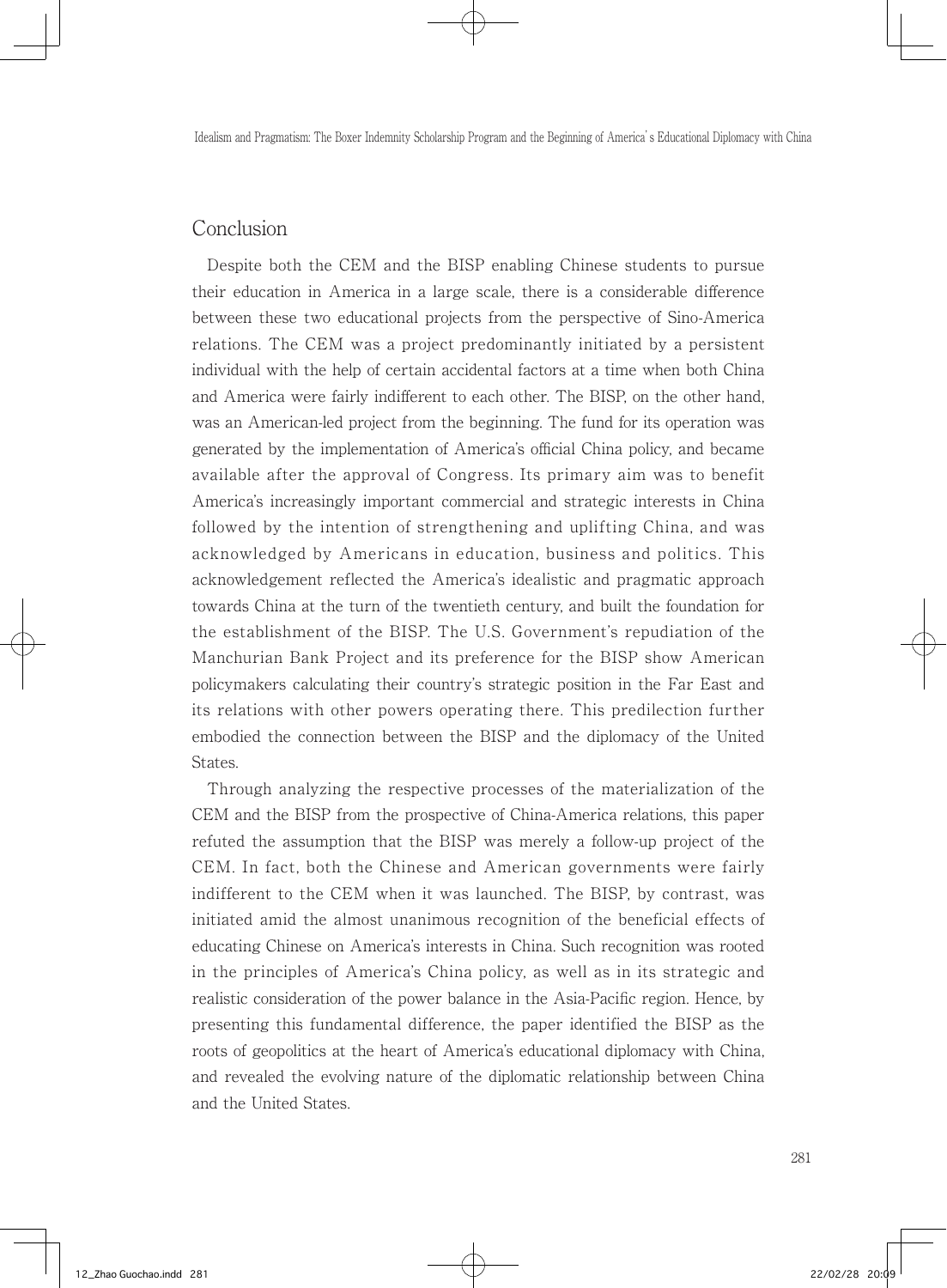## Conclusion

Despite both the CEM and the BISP enabling Chinese students to pursue their education in America in a large scale, there is a considerable difference between these two educational projects from the perspective of Sino-America relations. The CEM was a project predominantly initiated by a persistent individual with the help of certain accidental factors at a time when both China and America were fairly indifferent to each other. The BISP, on the other hand, was an American-led project from the beginning. The fund for its operation was generated by the implementation of America's official China policy, and became available after the approval of Congress. Its primary aim was to benefit America's increasingly important commercial and strategic interests in China followed by the intention of strengthening and uplifting China, and was acknowledged by Americans in education, business and politics. This acknowledgement reflected the America's idealistic and pragmatic approach towards China at the turn of the twentieth century, and built the foundation for the establishment of the BISP. The U.S. Government's repudiation of the Manchurian Bank Project and its preference for the BISP show American policymakers calculating their country's strategic position in the Far East and its relations with other powers operating there. This predilection further embodied the connection between the BISP and the diplomacy of the United States.

Through analyzing the respective processes of the materialization of the CEM and the BISP from the prospective of China-America relations, this paper refuted the assumption that the BISP was merely a follow-up project of the CEM. In fact, both the Chinese and American governments were fairly indifferent to the CEM when it was launched. The BISP, by contrast, was initiated amid the almost unanimous recognition of the beneficial effects of educating Chinese on America's interests in China. Such recognition was rooted in the principles of America's China policy, as well as in its strategic and realistic consideration of the power balance in the Asia-Pacific region. Hence, by presenting this fundamental difference, the paper identified the BISP as the roots of geopolitics at the heart of America's educational diplomacy with China, and revealed the evolving nature of the diplomatic relationship between China and the United States.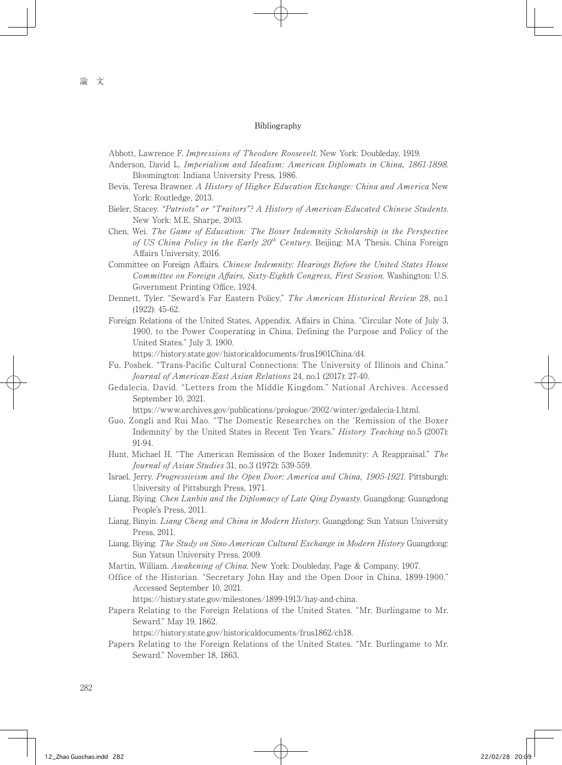## Bibliography

Abbott, Lawrence F. *Impressions of Theodore Roosevelt*. New York: Doubleday, 1919.

Anderson, David L. *Imperialism and Idealism: American Diplomats in China, 1861-1898*. Bloomington: Indiana University Press, 1986.

Bevis, Teresa Brawner. *A History of Higher Education Exchange: China and America* New York: Routledge, 2013.

Bieler, Stacey. *"Patriots" or "Traitors"? A History of American-Educated Chinese Students*. New York: M.E. Sharpe, 2003.

Chen, Wei. *The Game of Education: The Boxer Indemnity Scholarship in the Perspective of US China Policy in the Early 20th Century*. Beijing: MA Thesis, China Foreign Affairs University, 2016.

Committee on Foreign Affairs. *Chinese Indemnity: Hearings Before the United States House Committee on Foreign Affairs, Sixty-Eighth Congress, First Session*. Washington: U.S. Government Printing Office, 1924.

Dennett, Tyler. "Seward's Far Eastern Policy," *The American Historical Review* 28, no.1 (1922): 45-62.

Foreign Relations of the United States, Appendix, Affairs in China. "Circular Note of July 3, 1900, to the Power Cooperating in China, Defining the Purpose and Policy of the United States." July 3, 1900.
https://history.state.gov/historicaldocuments/frus1901China/d4.

Fu, Poshek. "Trans-Pacific Cultural Connections: The University of Illinois and China." *Journal of American-East Asian Relations* 24, no.1 (2017): 27-40.

Gedalecia, David. "Letters from the Middle Kingdom." National Archives. Accessed September 10, 2021.
https://www.archives.gov/publications/prologue/2002/winter/gedalecia-1.html.

Guo, Zongli and Rui Mao. "The Domestic Researches on the 'Remission of the Boxer Indemnity' by the United States in Recent Ten Years." *History Teaching* no.5 (2007): 91-94.

Hunt, Michael H. "The American Remission of the Boxer Indemnity: A Reappraisal." *The Journal of Asian Studies* 31, no.3 (1972): 539-559.

Israel, Jerry. *Progressivism and the Open Door: America and China, 1905-1921*. Pittsburgh: University of Pittsburgh Press, 1971.

Liang, Biying. *Chen Lanbin and the Diplomacy of Late Qing Dynasty*. Guangdong: Guangdong People's Press, 2011.

Liang, Binyin. *Liang Cheng and China in Modern History*. Guangdong: Sun Yatsun University Press, 2011.

Liang, Biying. *The Study on Sino-American Cultural Exchange in Modern History* Guangdong: Sun Yatsun University Press, 2009.

Martin, William. *Awakening of China*. New York: Doubleday, Page & Company, 1907.

Office of the Historian. "Secretary John Hay and the Open Door in China, 1899-1900." Accessed September 10, 2021.
https://history.state.gov/milestones/1899-1913/hay-and-china.

Papers Relating to the Foreign Relations of the United States. "Mr. Burlingame to Mr. Seward." May 19, 1862.
https://history.state.gov/historicaldocuments/frus1862/ch18.

Papers Relating to the Foreign Relations of the United States. "Mr. Burlingame to Mr. Seward." November 18, 1863.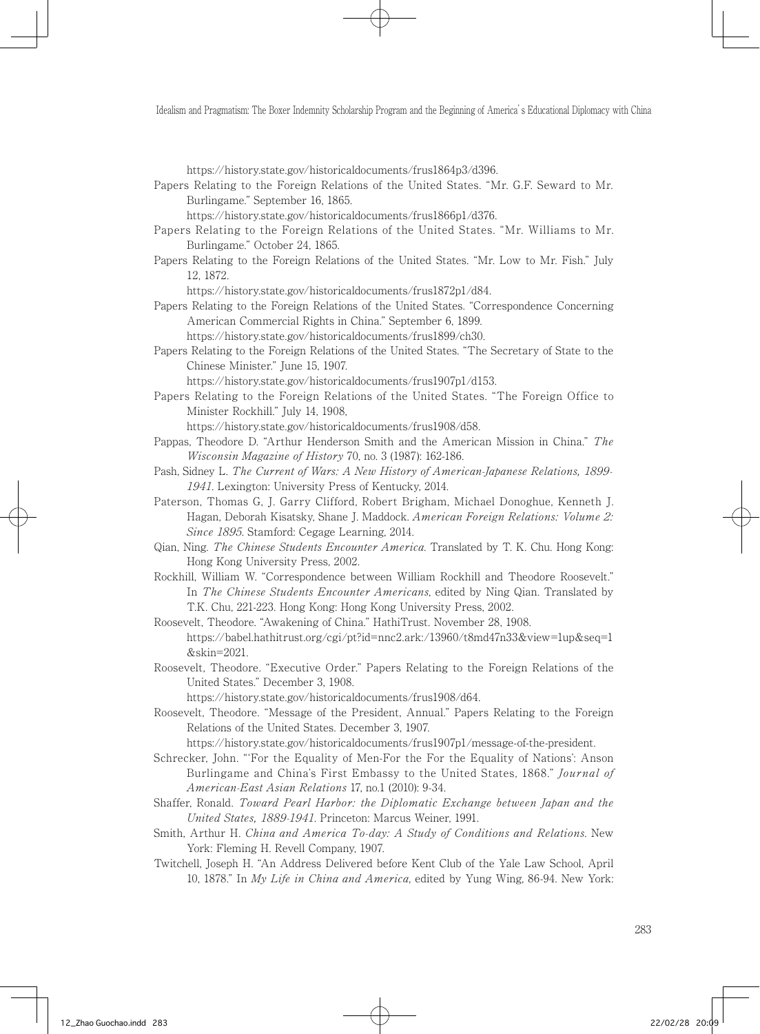https://history.state.gov/historicaldocuments/frus1864p3/d396.

Papers Relating to the Foreign Relations of the United States. "Mr. G.F. Seward to Mr. Burlingame." September 16, 1865.
https://history.state.gov/historicaldocuments/frus1866p1/d376.

Papers Relating to the Foreign Relations of the United States. "Mr. Williams to Mr. Burlingame." October 24, 1865.

Papers Relating to the Foreign Relations of the United States. "Mr. Low to Mr. Fish." July 12, 1872.
https://history.state.gov/historicaldocuments/frus1872p1/d84.

Papers Relating to the Foreign Relations of the United States. "Correspondence Concerning American Commercial Rights in China." September 6, 1899.
https://history.state.gov/historicaldocuments/frus1899/ch30.

Papers Relating to the Foreign Relations of the United States. "The Secretary of State to the Chinese Minister." June 15, 1907.
https://history.state.gov/historicaldocuments/frus1907p1/d153.

Papers Relating to the Foreign Relations of the United States. "The Foreign Office to Minister Rockhill." July 14, 1908,
https://history.state.gov/historicaldocuments/frus1908/d58.

Pappas, Theodore D. "Arthur Henderson Smith and the American Mission in China." *The Wisconsin Magazine of History* 70, no. 3 (1987): 162-186.

Pash, Sidney L. *The Current of Wars: A New History of American-Japanese Relations, 1899-1941*. Lexington: University Press of Kentucky, 2014.

Paterson, Thomas G, J. Garry Clifford, Robert Brigham, Michael Donoghue, Kenneth J. Hagan, Deborah Kisatsky, Shane J. Maddock. *American Foreign Relations: Volume 2: Since 1895*. Stamford: Cegage Learning, 2014.

Qian, Ning. *The Chinese Students Encounter America*. Translated by T. K. Chu. Hong Kong: Hong Kong University Press, 2002.

Rockhill, William W. "Correspondence between William Rockhill and Theodore Roosevelt." In *The Chinese Students Encounter Americans*, edited by Ning Qian. Translated by T.K. Chu, 221-223. Hong Kong: Hong Kong University Press, 2002.

Roosevelt, Theodore. "Awakening of China." HathiTrust. November 28, 1908.
https://babel.hathitrust.org/cgi/pt?id=nnc2.ark:/13960/t8md47n33&view=1up&seq=1&skin=2021.

Roosevelt, Theodore. "Executive Order." Papers Relating to the Foreign Relations of the United States." December 3, 1908.
https://history.state.gov/historicaldocuments/frus1908/d64.

Roosevelt, Theodore. "Message of the President, Annual." Papers Relating to the Foreign Relations of the United States. December 3, 1907.
https://history.state.gov/historicaldocuments/frus1907p1/message-of-the-president.

Schrecker, John. "'For the Equality of Men-For the For the Equality of Nations': Anson Burlingame and China's First Embassy to the United States, 1868." *Journal of American-East Asian Relations* 17, no.1 (2010): 9-34.

Shaffer, Ronald. *Toward Pearl Harbor: the Diplomatic Exchange between Japan and the United States, 1889-1941*. Princeton: Marcus Weiner, 1991.

Smith, Arthur H. *China and America To-day: A Study of Conditions and Relations*. New York: Fleming H. Revell Company, 1907.

Twitchell, Joseph H. "An Address Delivered before Kent Club of the Yale Law School, April 10, 1878." In *My Life in China and America*, edited by Yung Wing, 86-94. New York: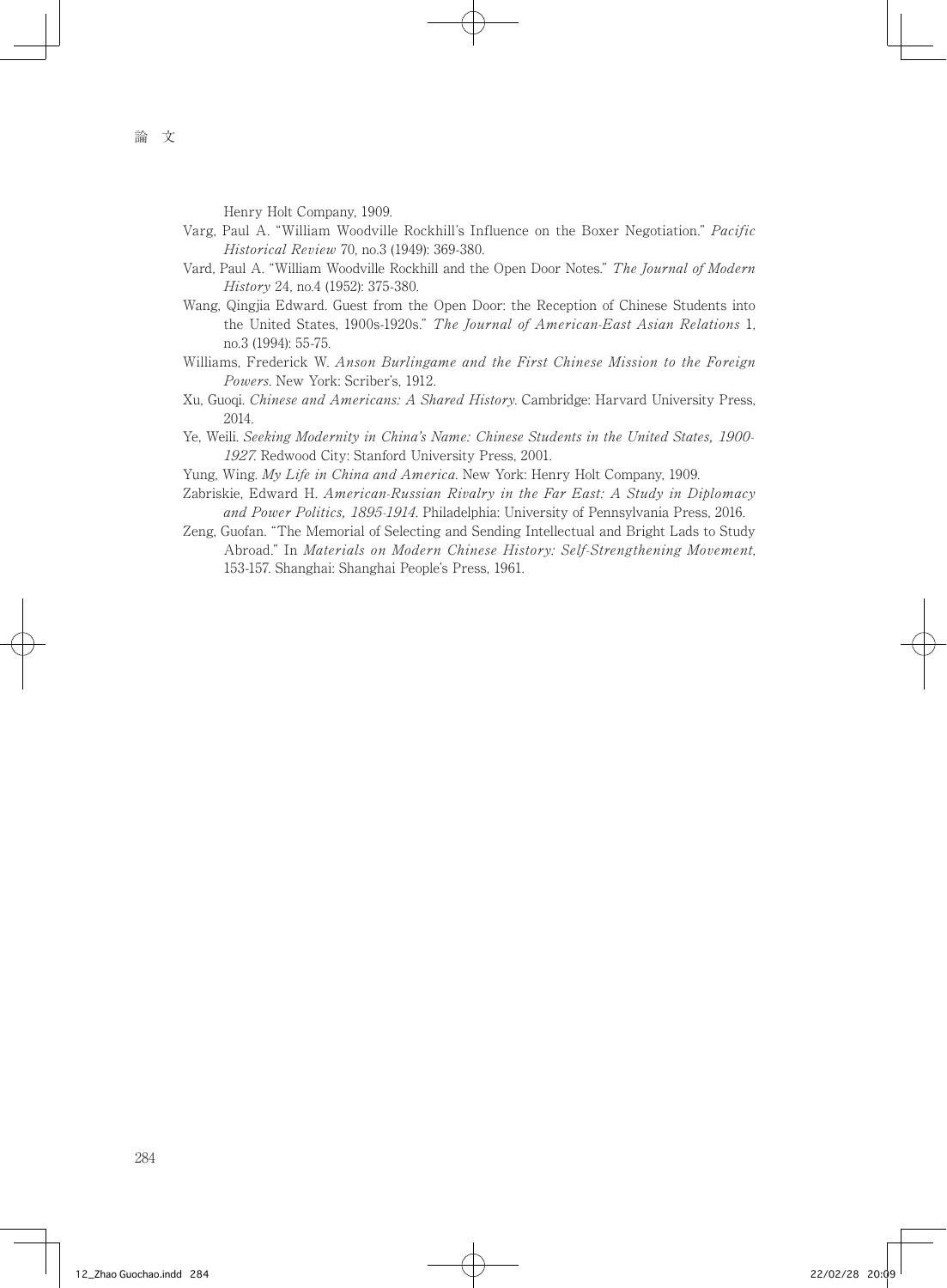Henry Holt Company, 1909.

Varg, Paul A. "William Woodville Rockhill's Influence on the Boxer Negotiation." *Pacific Historical Review* 70, no.3 (1949): 369-380.

Vard, Paul A. "William Woodville Rockhill and the Open Door Notes." *The Journal of Modern History* 24, no.4 (1952): 375-380.

Wang, Qingjia Edward. Guest from the Open Door: the Reception of Chinese Students into the United States, 1900s-1920s." *The Journal of American-East Asian Relations* 1, no.3 (1994): 55-75.

Williams, Frederick W. *Anson Burlingame and the First Chinese Mission to the Foreign Powers*. New York: Scriber's, 1912.

Xu, Guoqi. *Chinese and Americans: A Shared History*. Cambridge: Harvard University Press, 2014.

Ye, Weili. *Seeking Modernity in China's Name: Chinese Students in the United States, 1900-1927*. Redwood City: Stanford University Press, 2001.

Yung, Wing. *My Life in China and America*. New York: Henry Holt Company, 1909.

Zabriskie, Edward H. *American-Russian Rivalry in the Far East: A Study in Diplomacy and Power Politics, 1895-1914*. Philadelphia: University of Pennsylvania Press, 2016.

Zeng, Guofan. "The Memorial of Selecting and Sending Intellectual and Bright Lads to Study Abroad." In *Materials on Modern Chinese History: Self-Strengthening Movement*, 153-157. Shanghai: Shanghai People's Press, 1961.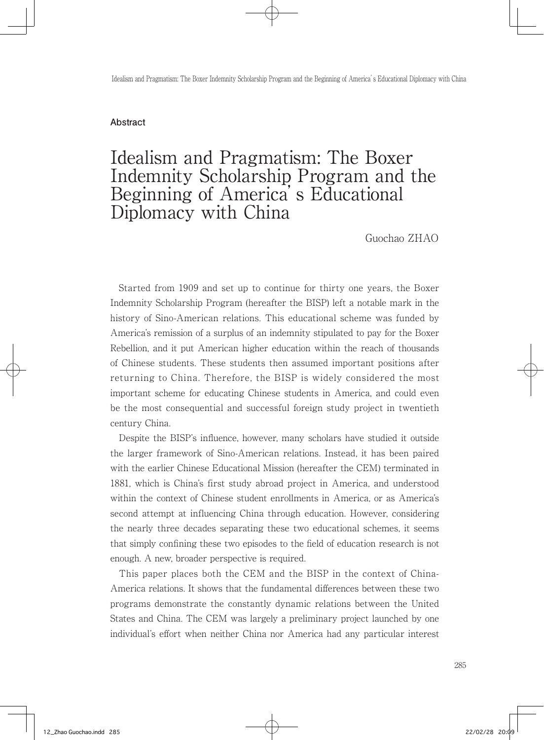## Abstract

# Idealism and Pragmatism: The Boxer Indemnity Scholarship Program and the Beginning of America' s Educational Diplomacy with China

Guochao ZHAO

Started from 1909 and set up to continue for thirty one years, the Boxer Indemnity Scholarship Program (hereafter the BISP) left a notable mark in the history of Sino-American relations. This educational scheme was funded by America's remission of a surplus of an indemnity stipulated to pay for the Boxer Rebellion, and it put American higher education within the reach of thousands of Chinese students. These students then assumed important positions after returning to China. Therefore, the BISP is widely considered the most important scheme for educating Chinese students in America, and could even be the most consequential and successful foreign study project in twentieth century China.

Despite the BISP's influence, however, many scholars have studied it outside the larger framework of Sino-American relations. Instead, it has been paired with the earlier Chinese Educational Mission (hereafter the CEM) terminated in 1881, which is China's first study abroad project in America, and understood within the context of Chinese student enrollments in America, or as America's second attempt at influencing China through education. However, considering the nearly three decades separating these two educational schemes, it seems that simply confining these two episodes to the field of education research is not enough. A new, broader perspective is required.

This paper places both the CEM and the BISP in the context of China-America relations. It shows that the fundamental differences between these two programs demonstrate the constantly dynamic relations between the United States and China. The CEM was largely a preliminary project launched by one individual's effort when neither China nor America had any particular interest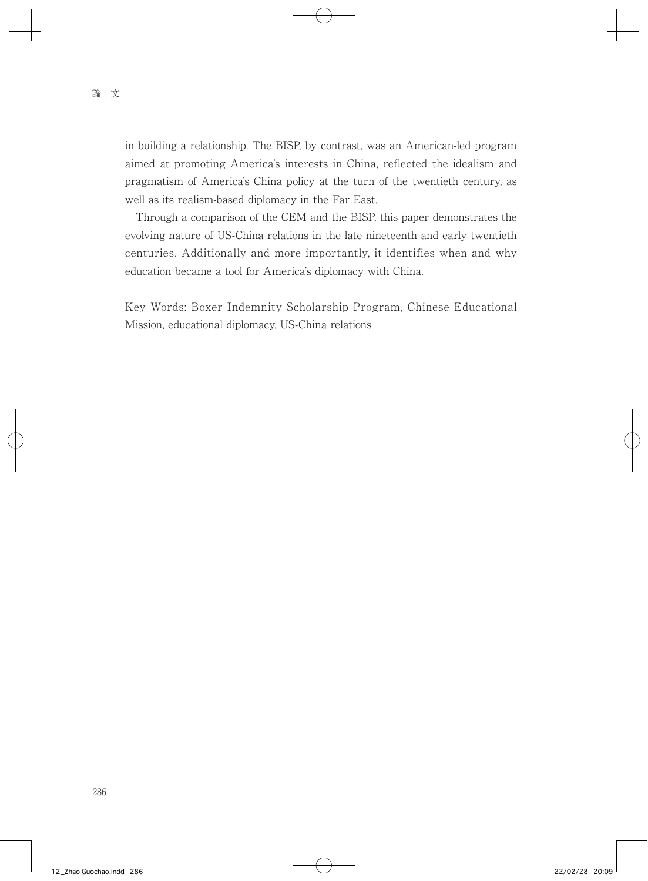in building a relationship. The BISP, by contrast, was an American-led program aimed at promoting America's interests in China, reflected the idealism and pragmatism of America's China policy at the turn of the twentieth century, as well as its realism-based diplomacy in the Far East.

Through a comparison of the CEM and the BISP, this paper demonstrates the evolving nature of US-China relations in the late nineteenth and early twentieth centuries. Additionally and more importantly, it identifies when and why education became a tool for America's diplomacy with China.

Key Words: Boxer Indemnity Scholarship Program, Chinese Educational Mission, educational diplomacy, US-China relations